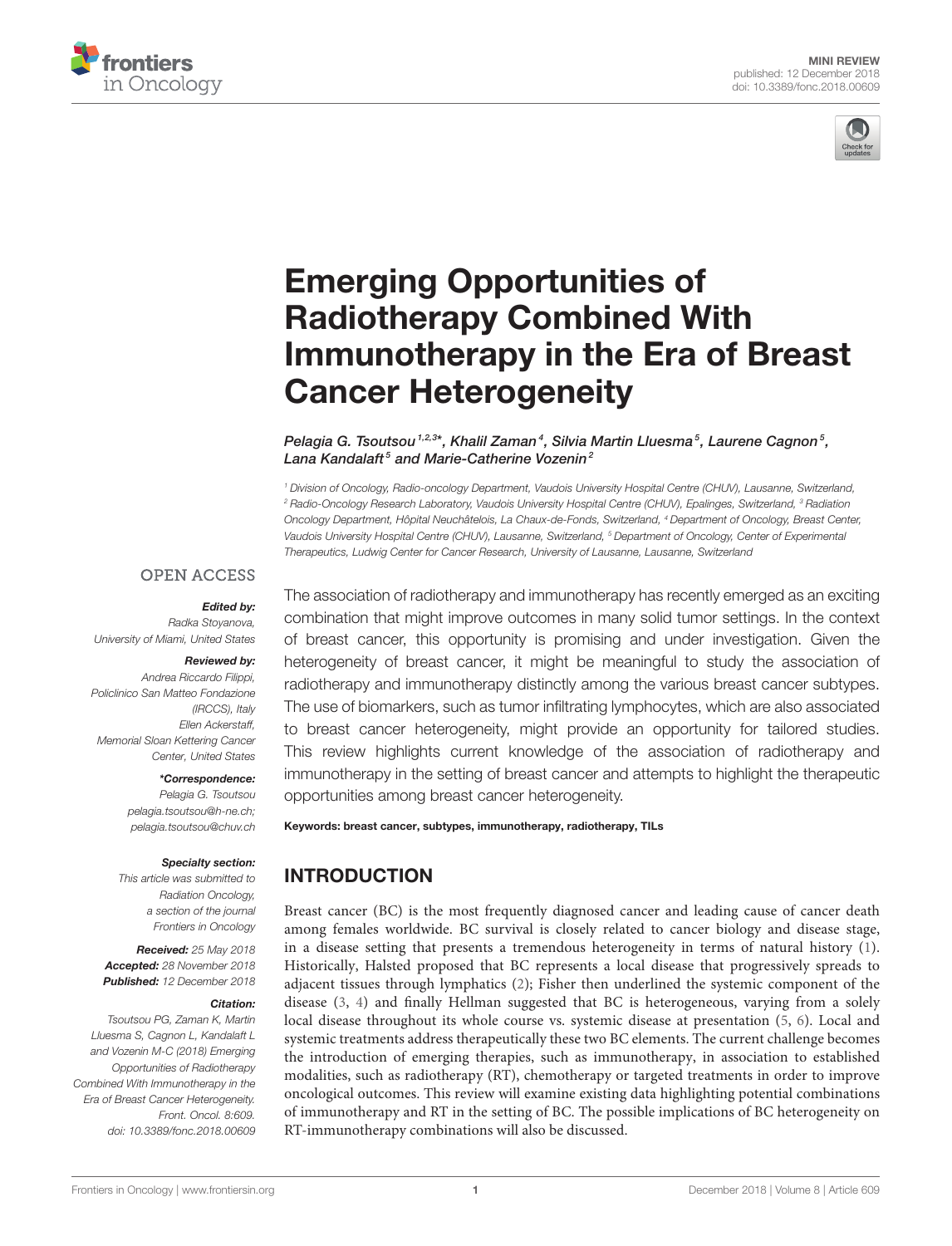MINI REVIEW
published: 12 December 2018
doi: 10.3389/fonc.2018.00609

# Emerging Opportunities of Radiotherapy Combined With Immunotherapy in the Era of Breast Cancer Heterogeneity

*Pelagia G. Tsoutsou[1,2,3]\*, Khalil Zaman[4], Silvia Martin Lluesma[5], Laurene Cagnon[5], Lana Kandalaft[5] and Marie-Catherine Vozenin[2]*

[1] Division of Oncology, Radio-oncology Department, Vaudois University Hospital Centre (CHUV), Lausanne, Switzerland, [2] Radio-Oncology Research Laboratory, Vaudois University Hospital Centre (CHUV), Epalinges, Switzerland, [3] Radiation Oncology Department, Hôpital Neuchâtelois, La Chaux-de-Fonds, Switzerland, [4] Department of Oncology, Breast Center, Vaudois University Hospital Centre (CHUV), Lausanne, Switzerland, [5] Department of Oncology, Center of Experimental Therapeutics, Ludwig Center for Cancer Research, University of Lausanne, Lausanne, Switzerland

OPEN ACCESS

***Edited by:***
Radka Stoyanova,
University of Miami, United States

***Reviewed by:***
Andrea Riccardo Filippi,
Policlinico San Matteo Fondazione (IRCCS), Italy
Ellen Ackerstaff,
Memorial Sloan Kettering Cancer Center, United States

***\*Correspondence:***
Pelagia G. Tsoutsou
pelagia.tsoutsou@h-ne.ch;
pelagia.tsoutsou@chuv.ch

***Specialty section:***
This article was submitted to Radiation Oncology, a section of the journal Frontiers in Oncology

***Received:*** 25 May 2018
***Accepted:*** 28 November 2018
***Published:*** 12 December 2018

***Citation:***
Tsoutsou PG, Zaman K, Martin Lluesma S, Cagnon L, Kandalaft L and Vozenin M-C (2018) Emerging Opportunities of Radiotherapy Combined With Immunotherapy in the Era of Breast Cancer Heterogeneity. Front. Oncol. 8:609. doi: 10.3389/fonc.2018.00609

The association of radiotherapy and immunotherapy has recently emerged as an exciting combination that might improve outcomes in many solid tumor settings. In the context of breast cancer, this opportunity is promising and under investigation. Given the heterogeneity of breast cancer, it might be meaningful to study the association of radiotherapy and immunotherapy distinctly among the various breast cancer subtypes. The use of biomarkers, such as tumor infiltrating lymphocytes, which are also associated to breast cancer heterogeneity, might provide an opportunity for tailored studies. This review highlights current knowledge of the association of radiotherapy and immunotherapy in the setting of breast cancer and attempts to highlight the therapeutic opportunities among breast cancer heterogeneity.

**Keywords: breast cancer, subtypes, immunotherapy, radiotherapy, TILs**

## INTRODUCTION

Breast cancer (BC) is the most frequently diagnosed cancer and leading cause of cancer death among females worldwide. BC survival is closely related to cancer biology and disease stage, in a disease setting that presents a tremendous heterogeneity in terms of natural history (1). Historically, Halsted proposed that BC represents a local disease that progressively spreads to adjacent tissues through lymphatics (2); Fisher then underlined the systemic component of the disease (3, 4) and finally Hellman suggested that BC is heterogeneous, varying from a solely local disease throughout its whole course vs. systemic disease at presentation (5, 6). Local and systemic treatments address therapeutically these two BC elements. The current challenge becomes the introduction of emerging therapies, such as immunotherapy, in association to established modalities, such as radiotherapy (RT), chemotherapy or targeted treatments in order to improve oncological outcomes. This review will examine existing data highlighting potential combinations of immunotherapy and RT in the setting of BC. The possible implications of BC heterogeneity on RT-immunotherapy combinations will also be discussed.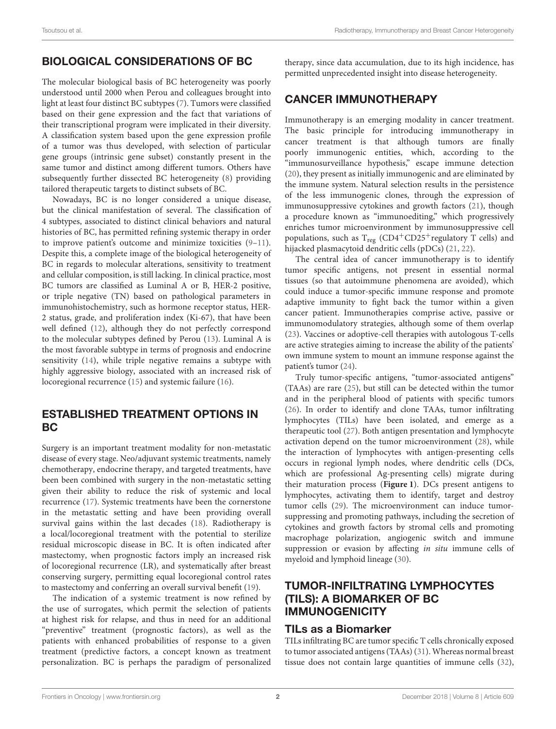## BIOLOGICAL CONSIDERATIONS OF BC

The molecular biological basis of BC heterogeneity was poorly understood until 2000 when Perou and colleagues brought into light at least four distinct BC subtypes (7). Tumors were classified based on their gene expression and the fact that variations of their transcriptional program were implicated in their diversity. A classification system based upon the gene expression profile of a tumor was thus developed, with selection of particular gene groups (intrinsic gene subset) constantly present in the same tumor and distinct among different tumors. Others have subsequently further dissected BC heterogeneity (8) providing tailored therapeutic targets to distinct subsets of BC.

Nowadays, BC is no longer considered a unique disease, but the clinical manifestation of several. The classification of 4 subtypes, associated to distinct clinical behaviors and natural histories of BC, has permitted refining systemic therapy in order to improve patient's outcome and minimize toxicities (9–11). Despite this, a complete image of the biological heterogeneity of BC in regards to molecular alterations, sensitivity to treatment and cellular composition, is still lacking. In clinical practice, most BC tumors are classified as Luminal A or B, HER-2 positive, or triple negative (TN) based on pathological parameters in immunohistochemistry, such as hormone receptor status, HER-2 status, grade, and proliferation index (Ki-67), that have been well defined (12), although they do not perfectly correspond to the molecular subtypes defined by Perou (13). Luminal A is the most favorable subtype in terms of prognosis and endocrine sensitivity (14), while triple negative remains a subtype with highly aggressive biology, associated with an increased risk of locoregional recurrence (15) and systemic failure (16).

## ESTABLISHED TREATMENT OPTIONS IN BC

Surgery is an important treatment modality for non-metastatic disease of every stage. Neo/adjuvant systemic treatments, namely chemotherapy, endocrine therapy, and targeted treatments, have been been combined with surgery in the non-metastatic setting given their ability to reduce the risk of systemic and local recurrence (17). Systemic treatments have been the cornerstone in the metastatic setting and have been providing overall survival gains within the last decades (18). Radiotherapy is a local/locoregional treatment with the potential to sterilize residual microscopic disease in BC. It is often indicated after mastectomy, when prognostic factors imply an increased risk of locoregional recurrence (LR), and systematically after breast conserving surgery, permitting equal locoregional control rates to mastectomy and conferring an overall survival benefit (19).

The indication of a systemic treatment is now refined by the use of surrogates, which permit the selection of patients at highest risk for relapse, and thus in need for an additional "preventive" treatment (prognostic factors), as well as the patients with enhanced probabilities of response to a given treatment (predictive factors, a concept known as treatment personalization. BC is perhaps the paradigm of personalized therapy, since data accumulation, due to its high incidence, has permitted unprecedented insight into disease heterogeneity.

## CANCER IMMUNOTHERAPY

Immunotherapy is an emerging modality in cancer treatment. The basic principle for introducing immunotherapy in cancer treatment is that although tumors are finally poorly immunogenic entities, which, according to the "immunosurveillance hypothesis," escape immune detection (20), they present as initially immunogenic and are eliminated by the immune system. Natural selection results in the persistence of the less immunogenic clones, through the expression of immunosuppressive cytokines and growth factors (21), though a procedure known as "immunoediting," which progressively enriches tumor microenvironment by immunosuppressive cell populations, such as $T_{reg}$ ($CD4^{+}CD25^{+}$regulatory T cells) and hijacked plasmacytoid dendritic cells (pDCs) (21, 22).

The central idea of cancer immunotherapy is to identify tumor specific antigens, not present in essential normal tissues (so that autoimmune phenomena are avoided), which could induce a tumor-specific immune response and promote adaptive immunity to fight back the tumor within a given cancer patient. Immunotherapies comprise active, passive or immunomodulatory strategies, although some of them overlap (23). Vaccines or adoptive-cell therapies with autologous T-cells are active strategies aiming to increase the ability of the patients' own immune system to mount an immune response against the patient's tumor (24).

Truly tumor-specific antigens, "tumor-associated antigens" (TAAs) are rare (25), but still can be detected within the tumor and in the peripheral blood of patients with specific tumors (26). In order to identify and clone TAAs, tumor infiltrating lymphocytes (TILs) have been isolated, and emerge as a therapeutic tool (27). Both antigen presentation and lymphocyte activation depend on the tumor microenvironment (28), while the interaction of lymphocytes with antigen-presenting cells occurs in regional lymph nodes, where dendritic cells (DCs, which are professional Ag-presenting cells) migrate during their maturation process (**Figure 1**). DCs present antigens to lymphocytes, activating them to identify, target and destroy tumor cells (29). The microenvironment can induce tumor-suppressing and promoting pathways, including the secretion of cytokines and growth factors by stromal cells and promoting macrophage polarization, angiogenic switch and immune suppression or evasion by affecting *in situ* immune cells of myeloid and lymphoid lineage (30).

## TUMOR-INFILTRATING LYMPHOCYTES (TILS): A BIOMARKER OF BC IMMUNOGENICITY

### TILs as a Biomarker

TILs infiltrating BC are tumor specific T cells chronically exposed to tumor associated antigens (TAAs) (31). Whereas normal breast tissue does not contain large quantities of immune cells (32),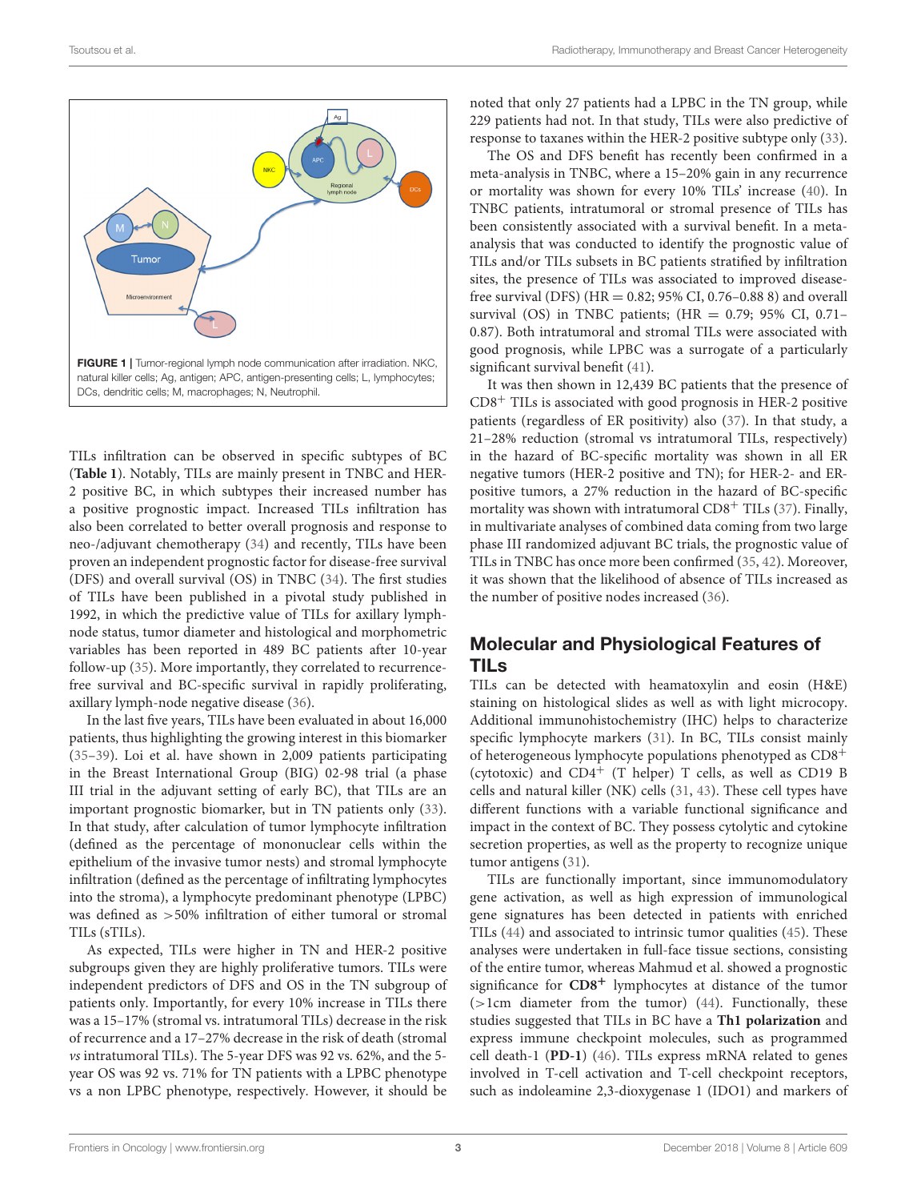FIGURE 1 | Tumor-regional lymph node communication after irradiation. NKC, natural killer cells; Ag, antigen; APC, antigen-presenting cells; L, lymphocytes; DCs, dendritic cells; M, macrophages; N, Neutrophil.

TILs infiltration can be observed in specific subtypes of BC (**Table 1**). Notably, TILs are mainly present in TNBC and HER-2 positive BC, in which subtypes their increased number has a positive prognostic impact. Increased TILs infiltration has also been correlated to better overall prognosis and response to neo-/adjuvant chemotherapy (34) and recently, TILs have been proven an independent prognostic factor for disease-free survival (DFS) and overall survival (OS) in TNBC (34). The first studies of TILs have been published in a pivotal study published in 1992, in which the predictive value of TILs for axillary lymph-node status, tumor diameter and histological and morphometric variables has been reported in 489 BC patients after 10-year follow-up (35). More importantly, they correlated to recurrence-free survival and BC-specific survival in rapidly proliferating, axillary lymph-node negative disease (36).

In the last five years, TILs have been evaluated in about 16,000 patients, thus highlighting the growing interest in this biomarker (35–39). Loi et al. have shown in 2,009 patients participating in the Breast International Group (BIG) 02-98 trial (a phase III trial in the adjuvant setting of early BC), that TILs are an important prognostic biomarker, but in TN patients only (33). In that study, after calculation of tumor lymphocyte infiltration (defined as the percentage of mononuclear cells within the epithelium of the invasive tumor nests) and stromal lymphocyte infiltration (defined as the percentage of infiltrating lymphocytes into the stroma), a lymphocyte predominant phenotype (LPBC) was defined as >50% infiltration of either tumoral or stromal TILs (sTILs).

As expected, TILs were higher in TN and HER-2 positive subgroups given they are highly proliferative tumors. TILs were independent predictors of DFS and OS in the TN subgroup of patients only. Importantly, for every 10% increase in TILs there was a 15–17% (stromal vs. intratumoral TILs) decrease in the risk of recurrence and a 17–27% decrease in the risk of death (stromal *vs* intratumoral TILs). The 5-year DFS was 92 vs. 62%, and the 5-year OS was 92 vs. 71% for TN patients with a LPBC phenotype vs a non LPBC phenotype, respectively. However, it should be noted that only 27 patients had a LPBC in the TN group, while 229 patients had not. In that study, TILs were also predictive of response to taxanes within the HER-2 positive subtype only (33).

The OS and DFS benefit has recently been confirmed in a meta-analysis in TNBC, where a 15–20% gain in any recurrence or mortality was shown for every 10% TILs' increase (40). In TNBC patients, intratumoral or stromal presence of TILs has been consistently associated with a survival benefit. In a meta-analysis that was conducted to identify the prognostic value of TILs and/or TILs subsets in BC patients stratified by infiltration sites, the presence of TILs was associated to improved disease-free survival (DFS) (HR = 0.82; 95% CI, 0.76–0.88 8) and overall survival (OS) in TNBC patients; (HR = 0.79; 95% CI, 0.71–0.87). Both intratumoral and stromal TILs were associated with good prognosis, while LPBC was a surrogate of a particularly significant survival benefit (41).

It was then shown in 12,439 BC patients that the presence of $CD8^+$ TILs is associated with good prognosis in HER-2 positive patients (regardless of ER positivity) also (37). In that study, a 21–28% reduction (stromal vs intratumoral TILs, respectively) in the hazard of BC-specific mortality was shown in all ER negative tumors (HER-2 positive and TN); for HER-2- and ER-positive tumors, a 27% reduction in the hazard of BC-specific mortality was shown with intratumoral $CD8^+$ TILs (37). Finally, in multivariate analyses of combined data coming from two large phase III randomized adjuvant BC trials, the prognostic value of TILs in TNBC has once more been confirmed (35, 42). Moreover, it was shown that the likelihood of absence of TILs increased as the number of positive nodes increased (36).

## Molecular and Physiological Features of TILs

TILs can be detected with heamatoxylin and eosin (H&E) staining on histological slides as well as with light microcopy. Additional immunohistochemistry (IHC) helps to characterize specific lymphocyte markers (31). In BC, TILs consist mainly of heterogeneous lymphocyte populations phenotyped as $CD8^+$ (cytotoxic) and $CD4^+$ (T helper) T cells, as well as CD19 B cells and natural killer (NK) cells (31, 43). These cell types have different functions with a variable functional significance and impact in the context of BC. They possess cytolytic and cytokine secretion properties, as well as the property to recognize unique tumor antigens (31).

TILs are functionally important, since immunomodulatory gene activation, as well as high expression of immunological gene signatures has been detected in patients with enriched TILs (44) and associated to intrinsic tumor qualities (45). These analyses were undertaken in full-face tissue sections, consisting of the entire tumor, whereas Mahmud et al. showed a prognostic significance for **$CD8^+$** lymphocytes at distance of the tumor (>1cm diameter from the tumor) (44). Functionally, these studies suggested that TILs in BC have a **Th1 polarization** and express immune checkpoint molecules, such as programmed cell death-1 (**PD-1**) (46). TILs express mRNA related to genes involved in T-cell activation and T-cell checkpoint receptors, such as indoleamine 2,3-dioxygenase 1 (IDO1) and markers of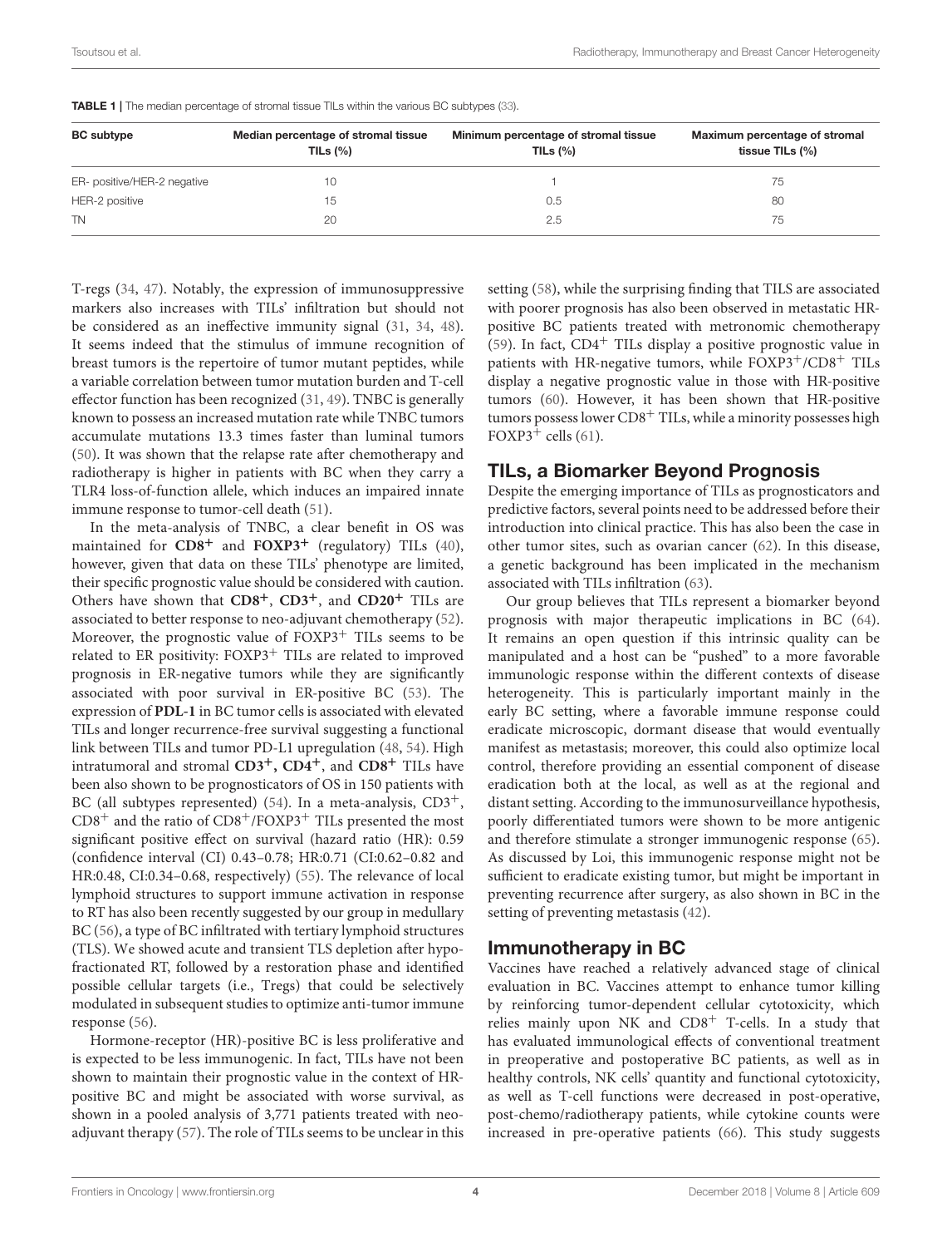**TABLE 1** | The median percentage of stromal tissue TILs within the various BC subtypes (33).

| BC subtype | Median percentage of stromal tissue TILs (%) | Minimum percentage of stromal tissue TILs (%) | Maximum percentage of stromal tissue TILs (%) |
|---|---|---|---|
| ER- positive/HER-2 negative | 10 | 1 | 75 |
| HER-2 positive | 15 | 0.5 | 80 |
| TN | 20 | 2.5 | 75 |

T-regs (34, 47). Notably, the expression of immunosuppressive markers also increases with TILs' infiltration but should not be considered as an ineffective immunity signal (31, 34, 48). It seems indeed that the stimulus of immune recognition of breast tumors is the repertoire of tumor mutant peptides, while a variable correlation between tumor mutation burden and T-cell effector function has been recognized (31, 49). TNBC is generally known to possess an increased mutation rate while TNBC tumors accumulate mutations 13.3 times faster than luminal tumors (50). It was shown that the relapse rate after chemotherapy and radiotherapy is higher in patients with BC when they carry a TLR4 loss-of-function allele, which induces an impaired innate immune response to tumor-cell death (51).

In the meta-analysis of TNBC, a clear benefit in OS was maintained for **$CD8^+$** and **$FOXP3^+$** (regulatory) TILs (40), however, given that data on these TILs' phenotype are limited, their specific prognostic value should be considered with caution. Others have shown that **$CD8^+$**, **$CD3^+$**, and **$CD20^+$** TILs are associated to better response to neo-adjuvant chemotherapy (52). Moreover, the prognostic value of $FOXP3^+$ TILs seems to be related to ER positivity: $FOXP3^+$ TILs are related to improved prognosis in ER-negative tumors while they are significantly associated with poor survival in ER-positive BC (53). The expression of **PDL-1** in BC tumor cells is associated with elevated TILs and longer recurrence-free survival suggesting a functional link between TILs and tumor PD-L1 upregulation (48, 54). High intratumoral and stromal **$CD3^+$, $CD4^+$**, and **$CD8^+$** TILs have been also shown to be prognosticators of OS in 150 patients with BC (all subtypes represented) (54). In a meta-analysis, $CD3^+$, $CD8^+$ and the ratio of $CD8^+$/$FOXP3^+$ TILs presented the most significant positive effect on survival (hazard ratio (HR): 0.59 (confidence interval (CI) 0.43–0.78; HR:0.71 (CI:0.62–0.82 and HR:0.48, CI:0.34–0.68, respectively) (55). The relevance of local lymphoid structures to support immune activation in response to RT has also been recently suggested by our group in medullary BC (56), a type of BC infiltrated with tertiary lymphoid structures (TLS). We showed acute and transient TLS depletion after hypofractionated RT, followed by a restoration phase and identified possible cellular targets (i.e., Tregs) that could be selectively modulated in subsequent studies to optimize anti-tumor immune response (56).

Hormone-receptor (HR)-positive BC is less proliferative and is expected to be less immunogenic. In fact, TILs have not been shown to maintain their prognostic value in the context of HR-positive BC and might be associated with worse survival, as shown in a pooled analysis of 3,771 patients treated with neo-adjuvant therapy (57). The role of TILs seems to be unclear in this setting (58), while the surprising finding that TILS are associated with poorer prognosis has also been observed in metastatic HR-positive BC patients treated with metronomic chemotherapy (59). In fact, $CD4^+$ TILs display a positive prognostic value in patients with HR-negative tumors, while $FOXP3^+$/$CD8^+$ TILs display a negative prognostic value in those with HR-positive tumors (60). However, it has been shown that HR-positive tumors possess lower $CD8^+$ TILs, while a minority possesses high $FOXP3^+$ cells (61).

## TILs, a Biomarker Beyond Prognosis

Despite the emerging importance of TILs as prognosticators and predictive factors, several points need to be addressed before their introduction into clinical practice. This has also been the case in other tumor sites, such as ovarian cancer (62). In this disease, a genetic background has been implicated in the mechanism associated with TILs infiltration (63).

Our group believes that TILs represent a biomarker beyond prognosis with major therapeutic implications in BC (64). It remains an open question if this intrinsic quality can be manipulated and a host can be "pushed" to a more favorable immunologic response within the different contexts of disease heterogeneity. This is particularly important mainly in the early BC setting, where a favorable immune response could eradicate microscopic, dormant disease that would eventually manifest as metastasis; moreover, this could also optimize local control, therefore providing an essential component of disease eradication both at the local, as well as at the regional and distant setting. According to the immunosurveillance hypothesis, poorly differentiated tumors were shown to be more antigenic and therefore stimulate a stronger immunogenic response (65). As discussed by Loi, this immunogenic response might not be sufficient to eradicate existing tumor, but might be important in preventing recurrence after surgery, as also shown in BC in the setting of preventing metastasis (42).

## Immunotherapy in BC

Vaccines have reached a relatively advanced stage of clinical evaluation in BC. Vaccines attempt to enhance tumor killing by reinforcing tumor-dependent cellular cytotoxicity, which relies mainly upon NK and $CD8^+$ T-cells. In a study that has evaluated immunological effects of conventional treatment in preoperative and postoperative BC patients, as well as in healthy controls, NK cells' quantity and functional cytotoxicity, as well as T-cell functions were decreased in post-operative, post-chemo/radiotherapy patients, while cytokine counts were increased in pre-operative patients (66). This study suggests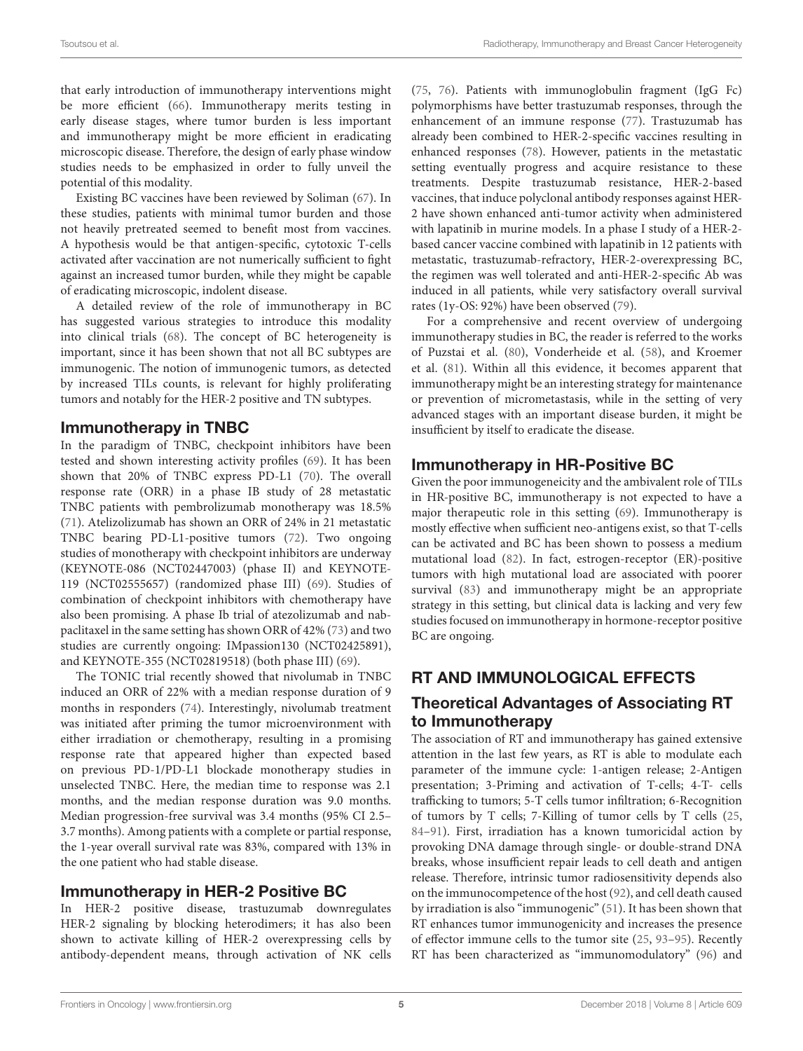that early introduction of immunotherapy interventions might be more efficient (66). Immunotherapy merits testing in early disease stages, where tumor burden is less important and immunotherapy might be more efficient in eradicating microscopic disease. Therefore, the design of early phase window studies needs to be emphasized in order to fully unveil the potential of this modality.

Existing BC vaccines have been reviewed by Soliman (67). In these studies, patients with minimal tumor burden and those not heavily pretreated seemed to benefit most from vaccines. A hypothesis would be that antigen-specific, cytotoxic T-cells activated after vaccination are not numerically sufficient to fight against an increased tumor burden, while they might be capable of eradicating microscopic, indolent disease.

A detailed review of the role of immunotherapy in BC has suggested various strategies to introduce this modality into clinical trials (68). The concept of BC heterogeneity is important, since it has been shown that not all BC subtypes are immunogenic. The notion of immunogenic tumors, as detected by increased TILs counts, is relevant for highly proliferating tumors and notably for the HER-2 positive and TN subtypes.

### Immunotherapy in TNBC

In the paradigm of TNBC, checkpoint inhibitors have been tested and shown interesting activity profiles (69). It has been shown that 20% of TNBC express PD-L1 (70). The overall response rate (ORR) in a phase IB study of 28 metastatic TNBC patients with pembrolizumab monotherapy was 18.5% (71). Atelizolizumab has shown an ORR of 24% in 21 metastatic TNBC bearing PD-L1-positive tumors (72). Two ongoing studies of monotherapy with checkpoint inhibitors are underway (KEYNOTE-086 (NCT02447003) (phase II) and KEYNOTE-119 (NCT02555657) (randomized phase III) (69). Studies of combination of checkpoint inhibitors with chemotherapy have also been promising. A phase Ib trial of atezolizumab and nab-paclitaxel in the same setting has shown ORR of 42% (73) and two studies are currently ongoing: IMpassion130 (NCT02425891), and KEYNOTE-355 (NCT02819518) (both phase III) (69).

The TONIC trial recently showed that nivolumab in TNBC induced an ORR of 22% with a median response duration of 9 months in responders (74). Interestingly, nivolumab treatment was initiated after priming the tumor microenvironment with either irradiation or chemotherapy, resulting in a promising response rate that appeared higher than expected based on previous PD-1/PD-L1 blockade monotherapy studies in unselected TNBC. Here, the median time to response was 2.1 months, and the median response duration was 9.0 months. Median progression-free survival was 3.4 months (95% CI 2.5–3.7 months). Among patients with a complete or partial response, the 1-year overall survival rate was 83%, compared with 13% in the one patient who had stable disease.

### Immunotherapy in HER-2 Positive BC

In HER-2 positive disease, trastuzumab downregulates HER-2 signaling by blocking heterodimers; it has also been shown to activate killing of HER-2 overexpressing cells by antibody-dependent means, through activation of NK cells (75, 76). Patients with immunoglobulin fragment (IgG Fc) polymorphisms have better trastuzumab responses, through the enhancement of an immune response (77). Trastuzumab has already been combined to HER-2-specific vaccines resulting in enhanced responses (78). However, patients in the metastatic setting eventually progress and acquire resistance to these treatments. Despite trastuzumab resistance, HER-2-based vaccines, that induce polyclonal antibody responses against HER-2 have shown enhanced anti-tumor activity when administered with lapatinib in murine models. In a phase I study of a HER-2-based cancer vaccine combined with lapatinib in 12 patients with metastatic, trastuzumab-refractory, HER-2-overexpressing BC, the regimen was well tolerated and anti-HER-2-specific Ab was induced in all patients, while very satisfactory overall survival rates (1y-OS: 92%) have been observed (79).

For a comprehensive and recent overview of undergoing immunotherapy studies in BC, the reader is referred to the works of Puzstai et al. (80), Vonderheide et al. (58), and Kroemer et al. (81). Within all this evidence, it becomes apparent that immunotherapy might be an interesting strategy for maintenance or prevention of micrometastasis, while in the setting of very advanced stages with an important disease burden, it might be insufficient by itself to eradicate the disease.

### Immunotherapy in HR-Positive BC

Given the poor immunogeneicity and the ambivalent role of TILs in HR-positive BC, immunotherapy is not expected to have a major therapeutic role in this setting (69). Immunotherapy is mostly effective when sufficient neo-antigens exist, so that T-cells can be activated and BC has been shown to possess a medium mutational load (82). In fact, estrogen-receptor (ER)-positive tumors with high mutational load are associated with poorer survival (83) and immunotherapy might be an appropriate strategy in this setting, but clinical data is lacking and very few studies focused on immunotherapy in hormone-receptor positive BC are ongoing.

## RT AND IMMUNOLOGICAL EFFECTS

### Theoretical Advantages of Associating RT to Immunotherapy

The association of RT and immunotherapy has gained extensive attention in the last few years, as RT is able to modulate each parameter of the immune cycle: 1-antigen release; 2-Antigen presentation; 3-Priming and activation of T-cells; 4-T- cells trafficking to tumors; 5-T cells tumor infiltration; 6-Recognition of tumors by T cells; 7-Killing of tumor cells by T cells (25, 84–91). First, irradiation has a known tumoricidal action by provoking DNA damage through single- or double-strand DNA breaks, whose insufficient repair leads to cell death and antigen release. Therefore, intrinsic tumor radiosensitivity depends also on the immunocompetence of the host (92), and cell death caused by irradiation is also "immunogenic" (51). It has been shown that RT enhances tumor immunogenicity and increases the presence of effector immune cells to the tumor site (25, 93–95). Recently RT has been characterized as "immunomodulatory" (96) and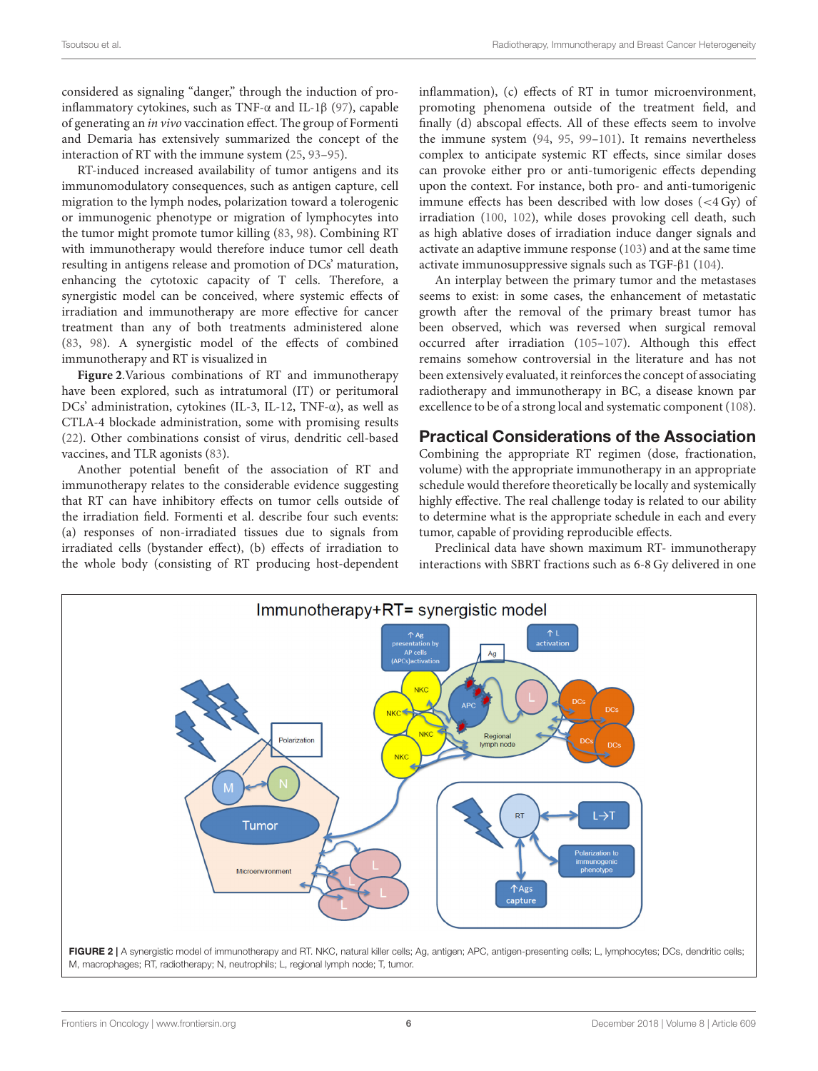considered as signaling "danger," through the induction of pro-inflammatory cytokines, such as TNF-α and IL-1β (97), capable of generating an *in vivo* vaccination effect. The group of Formenti and Demaria has extensively summarized the concept of the interaction of RT with the immune system (25, 93–95).

RT-induced increased availability of tumor antigens and its immunomodulatory consequences, such as antigen capture, cell migration to the lymph nodes, polarization toward a tolerogenic or immunogenic phenotype or migration of lymphocytes into the tumor might promote tumor killing (83, 98). Combining RT with immunotherapy would therefore induce tumor cell death resulting in antigens release and promotion of DCs' maturation, enhancing the cytotoxic capacity of T cells. Therefore, a synergistic model can be conceived, where systemic effects of irradiation and immunotherapy are more effective for cancer treatment than any of both treatments administered alone (83, 98). A synergistic model of the effects of combined immunotherapy and RT is visualized in

**Figure 2**.Various combinations of RT and immunotherapy have been explored, such as intratumoral (IT) or peritumoral DCs' administration, cytokines (IL-3, IL-12, TNF-α), as well as CTLA-4 blockade administration, some with promising results (22). Other combinations consist of virus, dendritic cell-based vaccines, and TLR agonists (83).

Another potential benefit of the association of RT and immunotherapy relates to the considerable evidence suggesting that RT can have inhibitory effects on tumor cells outside of the irradiation field. Formenti et al. describe four such events: (a) responses of non-irradiated tissues due to signals from irradiated cells (bystander effect), (b) effects of irradiation to the whole body (consisting of RT producing host-dependent inflammation), (c) effects of RT in tumor microenvironment, promoting phenomena outside of the treatment field, and finally (d) abscopal effects. All of these effects seem to involve the immune system (94, 95, 99–101). It remains nevertheless complex to anticipate systemic RT effects, since similar doses can provoke either pro or anti-tumorigenic effects depending upon the context. For instance, both pro- and anti-tumorigenic immune effects has been described with low doses (<4 Gy) of irradiation (100, 102), while doses provoking cell death, such as high ablative doses of irradiation induce danger signals and activate an adaptive immune response (103) and at the same time activate immunosuppressive signals such as TGF-β1 (104).

An interplay between the primary tumor and the metastases seems to exist: in some cases, the enhancement of metastatic growth after the removal of the primary breast tumor has been observed, which was reversed when surgical removal occurred after irradiation (105–107). Although this effect remains somehow controversial in the literature and has not been extensively evaluated, it reinforces the concept of associating radiotherapy and immunotherapy in BC, a disease known par excellence to be of a strong local and systematic component (108).

## Practical Considerations of the Association

Combining the appropriate RT regimen (dose, fractionation, volume) with the appropriate immunotherapy in an appropriate schedule would therefore theoretically be locally and systemically highly effective. The real challenge today is related to our ability to determine what is the appropriate schedule in each and every tumor, capable of providing reproducible effects.

Preclinical data have shown maximum RT- immunotherapy interactions with SBRT fractions such as 6-8 Gy delivered in one

**FIGURE 2 |** A synergistic model of immunotherapy and RT. NKC, natural killer cells; Ag, antigen; APC, antigen-presenting cells; L, lymphocytes; DCs, dendritic cells; M, macrophages; RT, radiotherapy; N, neutrophils; L, regional lymph node; T, tumor.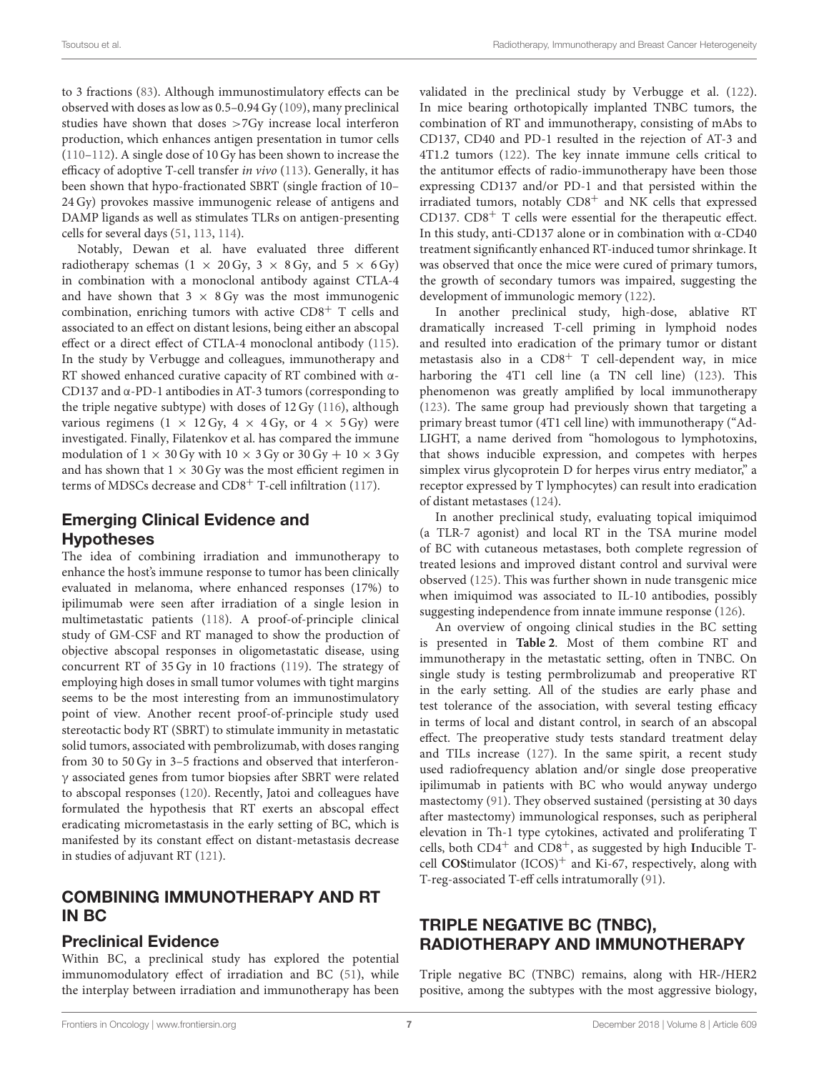to 3 fractions (83). Although immunostimulatory effects can be observed with doses as low as 0.5–0.94 Gy (109), many preclinical studies have shown that doses >7Gy increase local interferon production, which enhances antigen presentation in tumor cells (110–112). A single dose of 10 Gy has been shown to increase the efficacy of adoptive T-cell transfer *in vivo* (113). Generally, it has been shown that hypo-fractionated SBRT (single fraction of 10–24 Gy) provokes massive immunogenic release of antigens and DAMP ligands as well as stimulates TLRs on antigen-presenting cells for several days (51, 113, 114).

Notably, Dewan et al. have evaluated three different radiotherapy schemas ($1 \times 20$ Gy, $3 \times 8$ Gy, and $5 \times 6$ Gy) in combination with a monoclonal antibody against CTLA-4 and have shown that $3 \times 8$ Gy was the most immunogenic combination, enriching tumors with active $CD8^+$ T cells and associated to an effect on distant lesions, being either an abscopal effect or a direct effect of CTLA-4 monoclonal antibody (115). In the study by Verbugge and colleagues, immunotherapy and RT showed enhanced curative capacity of RT combined with α-CD137 and α-PD-1 antibodies in AT-3 tumors (corresponding to the triple negative subtype) with doses of 12 Gy (116), although various regimens ($1 \times 12$ Gy, $4 \times 4$ Gy, or $4 \times 5$ Gy) were investigated. Finally, Filatenkov et al. has compared the immune modulation of $1 \times 30$ Gy with $10 \times 3$ Gy or $30$ Gy $+ 10 \times 3$ Gy and has shown that $1 \times 30$ Gy was the most efficient regimen in terms of MDSCs decrease and $CD8^+$ T-cell infiltration (117).

## Emerging Clinical Evidence and Hypotheses

The idea of combining irradiation and immunotherapy to enhance the host's immune response to tumor has been clinically evaluated in melanoma, where enhanced responses (17%) to ipilimumab were seen after irradiation of a single lesion in multimetastatic patients (118). A proof-of-principle clinical study of GM-CSF and RT managed to show the production of objective abscopal responses in oligometastatic disease, using concurrent RT of 35 Gy in 10 fractions (119). The strategy of employing high doses in small tumor volumes with tight margins seems to be the most interesting from an immunostimulatory point of view. Another recent proof-of-principle study used stereotactic body RT (SBRT) to stimulate immunity in metastatic solid tumors, associated with pembrolizumab, with doses ranging from 30 to 50 Gy in 3–5 fractions and observed that interferon-γ associated genes from tumor biopsies after SBRT were related to abscopal responses (120). Recently, Jatoi and colleagues have formulated the hypothesis that RT exerts an abscopal effect eradicating micrometastasis in the early setting of BC, which is manifested by its constant effect on distant-metastasis decrease in studies of adjuvant RT (121).

# COMBINING IMMUNOTHERAPY AND RT IN BC

## Preclinical Evidence

Within BC, a preclinical study has explored the potential immunomodulatory effect of irradiation and BC (51), while the interplay between irradiation and immunotherapy has been validated in the preclinical study by Verbugge et al. (122). In mice bearing orthotopically implanted TNBC tumors, the combination of RT and immunotherapy, consisting of mAbs to CD137, CD40 and PD-1 resulted in the rejection of AT-3 and 4T1.2 tumors (122). The key innate immune cells critical to the antitumor effects of radio-immunotherapy have been those expressing CD137 and/or PD-1 and that persisted within the irradiated tumors, notably $CD8^+$ and NK cells that expressed CD137. $CD8^+$ T cells were essential for the therapeutic effect. In this study, anti-CD137 alone or in combination with α-CD40 treatment significantly enhanced RT-induced tumor shrinkage. It was observed that once the mice were cured of primary tumors, the growth of secondary tumors was impaired, suggesting the development of immunologic memory (122).

In another preclinical study, high-dose, ablative RT dramatically increased T-cell priming in lymphoid nodes and resulted into eradication of the primary tumor or distant metastasis also in a $CD8^+$ T cell-dependent way, in mice harboring the 4T1 cell line (a TN cell line) (123). This phenomenon was greatly amplified by local immunotherapy (123). The same group had previously shown that targeting a primary breast tumor (4T1 cell line) with immunotherapy ("Ad-LIGHT, a name derived from "homologous to lymphotoxins, that shows inducible expression, and competes with herpes simplex virus glycoprotein D for herpes virus entry mediator," a receptor expressed by T lymphocytes) can result into eradication of distant metastases (124).

In another preclinical study, evaluating topical imiquimod (a TLR-7 agonist) and local RT in the TSA murine model of BC with cutaneous metastases, both complete regression of treated lesions and improved distant control and survival were observed (125). This was further shown in nude transgenic mice when imiquimod was associated to IL-10 antibodies, possibly suggesting independence from innate immune response (126).

An overview of ongoing clinical studies in the BC setting is presented in **Table 2**. Most of them combine RT and immunotherapy in the metastatic setting, often in TNBC. On single study is testing permbrolizumab and preoperative RT in the early setting. All of the studies are early phase and test tolerance of the association, with several testing efficacy in terms of local and distant control, in search of an abscopal effect. The preoperative study tests standard treatment delay and TILs increase (127). In the same spirit, a recent study used radiofrequency ablation and/or single dose preoperative ipilimumab in patients with BC who would anyway undergo mastectomy (91). They observed sustained (persisting at 30 days after mastectomy) immunological responses, such as peripheral elevation in Th-1 type cytokines, activated and proliferating T cells, both $CD4^+$ and $CD8^+$, as suggested by high **I**nducible T-cell **COS**timulator $(ICOS)^+$ and Ki-67, respectively, along with T-reg-associated T-eff cells intratumorally (91).

# TRIPLE NEGATIVE BC (TNBC), RADIOTHERAPY AND IMMUNOTHERAPY

Triple negative BC (TNBC) remains, along with HR-/HER2 positive, among the subtypes with the most aggressive biology,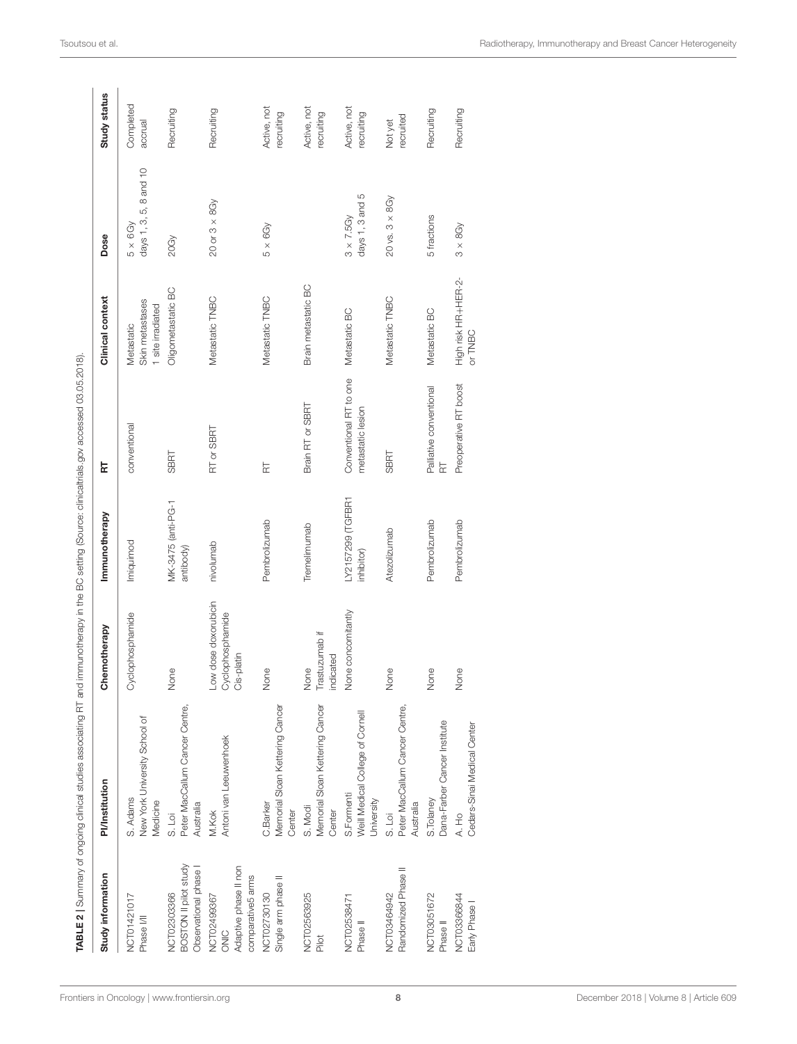**TABLE 2 |** Summary of ongoing clinical studies associating RT and immunotherapy in the BC setting (Source: clinicaltrials.gov accessed 03.05.2018).

| Study information | PI/Institution | Chemotherapy | Immunotherapy | RT | Clinical context | Dose | Study status |
|---|---|---|---|---|---|---|---|
| NCT01421017 Phase I/II | S. Adams New York University School of Medicine | Cyclophosphamide | Imiquimod | conventional | Metastatic Skin metastases 1 site irradiated | 5 × 6Gy days 1, 3, 5, 8 and 10 | Completed accrual |
| NCT02303366 BOSTON II pilot study Observational phase I | S. Loi Peter MacCallum Cancer Centre, Australia | None | MK-3475 (anti-PG-1 antibody) | SBRT | Oligometastatic BC | 20Gy | Recruiting |
| NCT02499367 ONIC Adaptive phase II non comparative5 arms | M.Kok Antoni van Leeuwenhoek | Low dose doxorubicin Cyclophosphamide Cis-platin | nivolumab | RT or SBRT | Metastatic TNBC | 20 or 3 × 8Gy | Recruiting |
| NCT02730130 Single arm phase II | C.Barker Memorial Sloan Kettering Cancer Center | None | Pembrolizumab | RT | Metastatic TNBC | 5 × 6Gy | Active, not recruiting |
| NCT02563925 Pilot | S. Modi Memorial Sloan Kettering Cancer Center | None Trastuzumab if indicated | Tremelimumab | Brain RT or SBRT | Brain metastatic BC | | Active, not recruiting |
| NCT02538471 Phase II | S.Formenti Weill Medical College of Cornell University | None concomitantly | LY2157299 (TGFBR1 inhibitor) | Conventional RT to one metastatic lesion | Metastatic BC | 3 × 7.5Gy days 1, 3 and 5 | Active, not recruiting |
| NCT03464942 Randomized Phase II | S. Loi Peter MacCallum Cancer Centre, Australia | None | Atezolizumab | SBRT | Metastatic TNBC | 20 vs. 3 × 8Gy | Not yet recruited |
| NCT03051672 Phase II | S.Tolaney Dana-Farber Cancer Institute | None | Pembrolizumab | Palliative conventional RT | Metastatic BC | 5 fractions | Recruiting |
| NCT03366844 Early Phase I | A. Ho Cedars-Sinai Medical Center | None | Pembrolizumab | Preoperative RT boost | High risk HR+HER-2- or TNBC | 3 × 8Gy | Recruiting |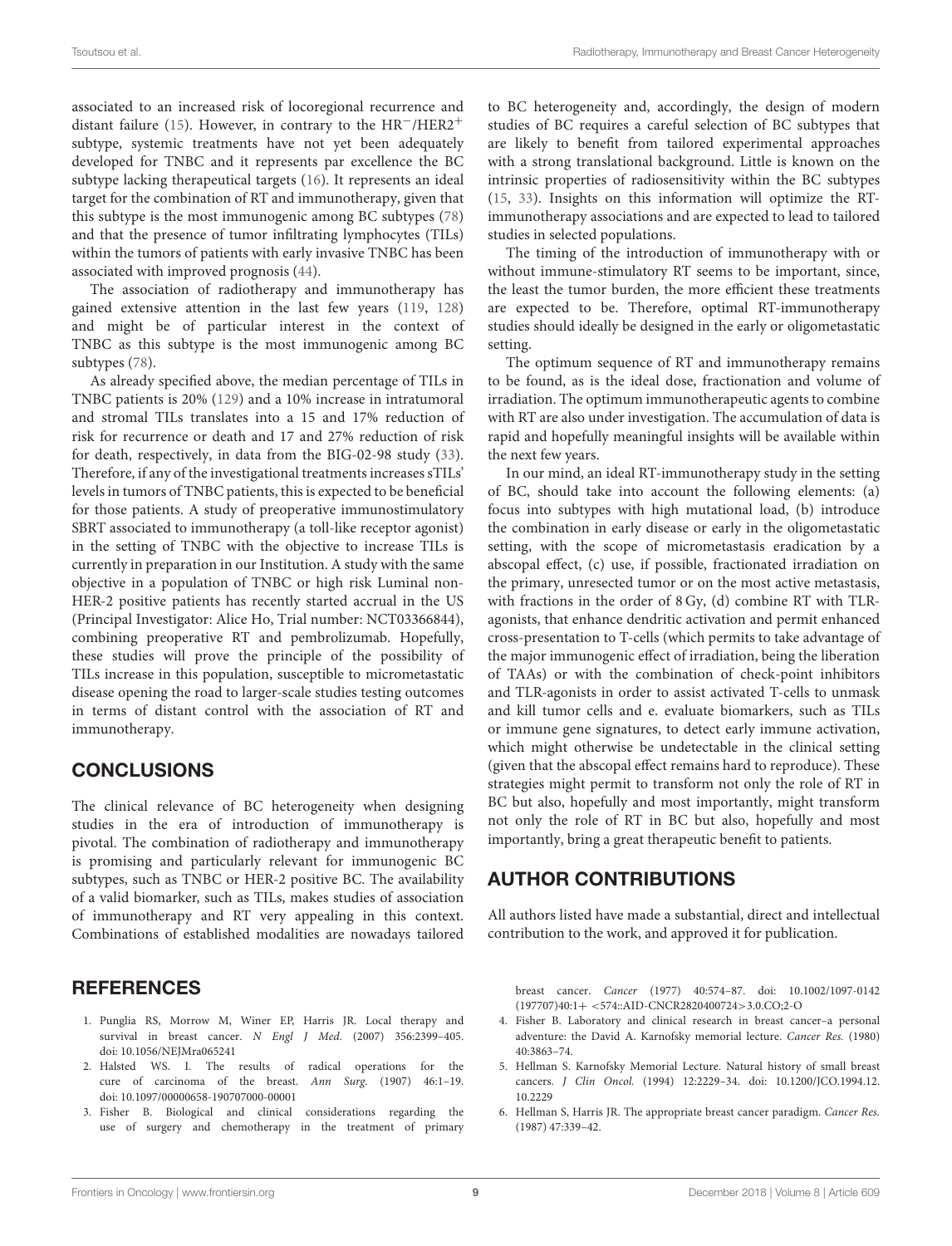associated to an increased risk of locoregional recurrence and distant failure (15). However, in contrary to the $HR^{-}/HER2^{+}$ subtype, systemic treatments have not yet been adequately developed for TNBC and it represents par excellence the BC subtype lacking therapeutical targets (16). It represents an ideal target for the combination of RT and immunotherapy, given that this subtype is the most immunogenic among BC subtypes (78) and that the presence of tumor infiltrating lymphocytes (TILs) within the tumors of patients with early invasive TNBC has been associated with improved prognosis (44).

The association of radiotherapy and immunotherapy has gained extensive attention in the last few years (119, 128) and might be of particular interest in the context of TNBC as this subtype is the most immunogenic among BC subtypes (78).

As already specified above, the median percentage of TILs in TNBC patients is 20% (129) and a 10% increase in intratumoral and stromal TILs translates into a 15 and 17% reduction of risk for recurrence or death and 17 and 27% reduction of risk for death, respectively, in data from the BIG-02-98 study (33). Therefore, if any of the investigational treatments increases sTILs' levels in tumors of TNBC patients, this is expected to be beneficial for those patients. A study of preoperative immunostimulatory SBRT associated to immunotherapy (a toll-like receptor agonist) in the setting of TNBC with the objective to increase TILs is currently in preparation in our Institution. A study with the same objective in a population of TNBC or high risk Luminal non-HER-2 positive patients has recently started accrual in the US (Principal Investigator: Alice Ho, Trial number: NCT03366844), combining preoperative RT and pembrolizumab. Hopefully, these studies will prove the principle of the possibility of TILs increase in this population, susceptible to micrometastatic disease opening the road to larger-scale studies testing outcomes in terms of distant control with the association of RT and immunotherapy.

## CONCLUSIONS

The clinical relevance of BC heterogeneity when designing studies in the era of introduction of immunotherapy is pivotal. The combination of radiotherapy and immunotherapy is promising and particularly relevant for immunogenic BC subtypes, such as TNBC or HER-2 positive BC. The availability of a valid biomarker, such as TILs, makes studies of association of immunotherapy and RT very appealing in this context. Combinations of established modalities are nowadays tailored to BC heterogeneity and, accordingly, the design of modern studies of BC requires a careful selection of BC subtypes that are likely to benefit from tailored experimental approaches with a strong translational background. Little is known on the intrinsic properties of radiosensitivity within the BC subtypes (15, 33). Insights on this information will optimize the RT-immunotherapy associations and are expected to lead to tailored studies in selected populations.

The timing of the introduction of immunotherapy with or without immune-stimulatory RT seems to be important, since, the least the tumor burden, the more efficient these treatments are expected to be. Therefore, optimal RT-immunotherapy studies should ideally be designed in the early or oligometastatic setting.

The optimum sequence of RT and immunotherapy remains to be found, as is the ideal dose, fractionation and volume of irradiation. The optimum immunotherapeutic agents to combine with RT are also under investigation. The accumulation of data is rapid and hopefully meaningful insights will be available within the next few years.

In our mind, an ideal RT-immunotherapy study in the setting of BC, should take into account the following elements: (a) focus into subtypes with high mutational load, (b) introduce the combination in early disease or early in the oligometastatic setting, with the scope of micrometastasis eradication by a abscopal effect, (c) use, if possible, fractionated irradiation on the primary, unresected tumor or on the most active metastasis, with fractions in the order of 8 Gy, (d) combine RT with TLR-agonists, that enhance dendritic activation and permit enhanced cross-presentation to T-cells (which permits to take advantage of the major immunogenic effect of irradiation, being the liberation of TAAs) or with the combination of check-point inhibitors and TLR-agonists in order to assist activated T-cells to unmask and kill tumor cells and e. evaluate biomarkers, such as TILs or immune gene signatures, to detect early immune activation, which might otherwise be undetectable in the clinical setting (given that the abscopal effect remains hard to reproduce). These strategies might permit to transform not only the role of RT in BC but also, hopefully and most importantly, might transform not only the role of RT in BC but also, hopefully and most importantly, bring a great therapeutic benefit to patients.

## AUTHOR CONTRIBUTIONS

All authors listed have made a substantial, direct and intellectual contribution to the work, and approved it for publication.

## REFERENCES

1. Punglia RS, Morrow M, Winer EP, Harris JR. Local therapy and survival in breast cancer. *N Engl J Med.* (2007) 356:2399–405. doi: 10.1056/NEJMra065241
2. Halsted WS. I. The results of radical operations for the cure of carcinoma of the breast. *Ann Surg.* (1907) 46:1–19. doi: 10.1097/00000658-190707000-00001
3. Fisher B. Biological and clinical considerations regarding the use of surgery and chemotherapy in the treatment of primary breast cancer. *Cancer* (1977) 40:574–87. doi: 10.1002/1097-0142(197707)40:1+ <574::AID-CNCR2820400724>3.0.CO;2-O
4. Fisher B. Laboratory and clinical research in breast cancer–a personal adventure: the David A. Karnofsky memorial lecture. *Cancer Res.* (1980) 40:3863–74.
5. Hellman S. Karnofsky Memorial Lecture. Natural history of small breast cancers. *J Clin Oncol.* (1994) 12:2229–34. doi: 10.1200/JCO.1994.12.10.2229
6. Hellman S, Harris JR. The appropriate breast cancer paradigm. *Cancer Res.* (1987) 47:339–42.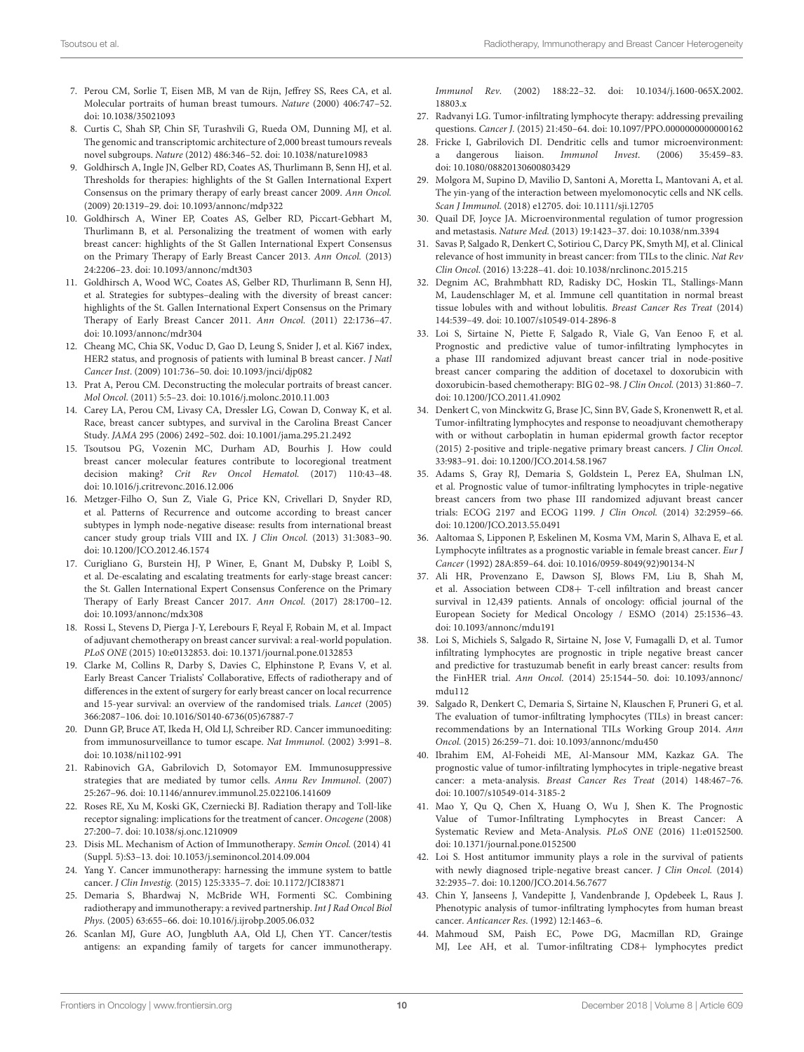7. Perou CM, Sorlie T, Eisen MB, M van de Rijn, Jeffrey SS, Rees CA, et al. Molecular portraits of human breast tumours. *Nature* (2000) 406:747–52. doi: 10.1038/35021093
8. Curtis C, Shah SP, Chin SF, Turashvili G, Rueda OM, Dunning MJ, et al. The genomic and transcriptomic architecture of 2,000 breast tumours reveals novel subgroups. *Nature* (2012) 486:346–52. doi: 10.1038/nature10983
9. Goldhirsch A, Ingle JN, Gelber RD, Coates AS, Thurlimann B, Senn HJ, et al. Thresholds for therapies: highlights of the St Gallen International Expert Consensus on the primary therapy of early breast cancer 2009. *Ann Oncol.* (2009) 20:1319–29. doi: 10.1093/annonc/mdp322
10. Goldhirsch A, Winer EP, Coates AS, Gelber RD, Piccart-Gebhart M, Thurlimann B, et al. Personalizing the treatment of women with early breast cancer: highlights of the St Gallen International Expert Consensus on the Primary Therapy of Early Breast Cancer 2013. *Ann Oncol.* (2013) 24:2206–23. doi: 10.1093/annonc/mdt303
11. Goldhirsch A, Wood WC, Coates AS, Gelber RD, Thurlimann B, Senn HJ, et al. Strategies for subtypes–dealing with the diversity of breast cancer: highlights of the St. Gallen International Expert Consensus on the Primary Therapy of Early Breast Cancer 2011. *Ann Oncol.* (2011) 22:1736–47. doi: 10.1093/annonc/mdr304
12. Cheang MC, Chia SK, Voduc D, Gao D, Leung S, Snider J, et al. Ki67 index, HER2 status, and prognosis of patients with luminal B breast cancer. *J Natl Cancer Inst*. (2009) 101:736–50. doi: 10.1093/jnci/djp082
13. Prat A, Perou CM. Deconstructing the molecular portraits of breast cancer. *Mol Oncol.* (2011) 5:5–23. doi: 10.1016/j.molonc.2010.11.003
14. Carey LA, Perou CM, Livasy CA, Dressler LG, Cowan D, Conway K, et al. Race, breast cancer subtypes, and survival in the Carolina Breast Cancer Study. *JAMA* 295 (2006) 2492–502. doi: 10.1001/jama.295.21.2492
15. Tsoutsou PG, Vozenin MC, Durham AD, Bourhis J. How could breast cancer molecular features contribute to locoregional treatment decision making? *Crit Rev Oncol Hematol.* (2017) 110:43–48. doi: 10.1016/j.critrevonc.2016.12.006
16. Metzger-Filho O, Sun Z, Viale G, Price KN, Crivellari D, Snyder RD, et al. Patterns of Recurrence and outcome according to breast cancer subtypes in lymph node-negative disease: results from international breast cancer study group trials VIII and IX. *J Clin Oncol.* (2013) 31:3083–90. doi: 10.1200/JCO.2012.46.1574
17. Curigliano G, Burstein HJ, P Winer, E, Gnant M, Dubsky P, Loibl S, et al. De-escalating and escalating treatments for early-stage breast cancer: the St. Gallen International Expert Consensus Conference on the Primary Therapy of Early Breast Cancer 2017. *Ann Oncol.* (2017) 28:1700–12. doi: 10.1093/annonc/mdx308
18. Rossi L, Stevens D, Pierga J-Y, Lerebours F, Reyal F, Robain M, et al. Impact of adjuvant chemotherapy on breast cancer survival: a real-world population. *PLoS ONE* (2015) 10:e0132853. doi: 10.1371/journal.pone.0132853
19. Clarke M, Collins R, Darby S, Davies C, Elphinstone P, Evans V, et al. Early Breast Cancer Trialists' Collaborative, Effects of radiotherapy and of differences in the extent of surgery for early breast cancer on local recurrence and 15-year survival: an overview of the randomised trials. *Lancet* (2005) 366:2087–106. doi: 10.1016/S0140-6736(05)67887-7
20. Dunn GP, Bruce AT, Ikeda H, Old LJ, Schreiber RD. Cancer immunoediting: from immunosurveillance to tumor escape. *Nat Immunol.* (2002) 3:991–8. doi: 10.1038/ni1102-991
21. Rabinovich GA, Gabrilovich D, Sotomayor EM. Immunosuppressive strategies that are mediated by tumor cells. *Annu Rev Immunol*. (2007) 25:267–96. doi: 10.1146/annurev.immunol.25.022106.141609
22. Roses RE, Xu M, Koski GK, Czerniecki BJ. Radiation therapy and Toll-like receptor signaling: implications for the treatment of cancer. *Oncogene* (2008) 27:200–7. doi: 10.1038/sj.onc.1210909
23. Disis ML. Mechanism of Action of Immunotherapy. *Semin Oncol.* (2014) 41 (Suppl. 5):S3–13. doi: 10.1053/j.seminoncol.2014.09.004
24. Yang Y. Cancer immunotherapy: harnessing the immune system to battle cancer. *J Clin Investig.* (2015) 125:3335–7. doi: 10.1172/JCI83871
25. Demaria S, Bhardwaj N, McBride WH, Formenti SC. Combining radiotherapy and immunotherapy: a revived partnership. *Int J Rad Oncol Biol Phys.* (2005) 63:655–66. doi: 10.1016/j.ijrobp.2005.06.032
26. Scanlan MJ, Gure AO, Jungbluth AA, Old LJ, Chen YT. Cancer/testis antigens: an expanding family of targets for cancer immunotherapy. *Immunol Rev*. (2002) 188:22–32. doi: 10.1034/j.1600-065X.2002.18803.x
27. Radvanyi LG. Tumor-infiltrating lymphocyte therapy: addressing prevailing questions. *Cancer J*. (2015) 21:450–64. doi: 10.1097/PPO.0000000000000162
28. Fricke I, Gabrilovich DI. Dendritic cells and tumor microenvironment: a dangerous liaison. *Immunol Invest*. (2006) 35:459–83. doi: 10.1080/08820130600803429
29. Molgora M, Supino D, Mavilio D, Santoni A, Moretta L, Mantovani A, et al. The yin-yang of the interaction between myelomonocytic cells and NK cells. *Scan J Immunol*. (2018) e12705. doi: 10.1111/sji.12705
30. Quail DF, Joyce JA. Microenvironmental regulation of tumor progression and metastasis. *Nature Med*. (2013) 19:1423–37. doi: 10.1038/nm.3394
31. Savas P, Salgado R, Denkert C, Sotiriou C, Darcy PK, Smyth MJ, et al. Clinical relevance of host immunity in breast cancer: from TILs to the clinic. *Nat Rev Clin Oncol*. (2016) 13:228–41. doi: 10.1038/nrclinonc.2015.215
32. Degnim AC, Brahmbhatt RD, Radisky DC, Hoskin TL, Stallings-Mann M, Laudenschlager M, et al. Immune cell quantitation in normal breast tissue lobules with and without lobulitis. *Breast Cancer Res Treat* (2014) 144:539–49. doi: 10.1007/s10549-014-2896-8
33. Loi S, Sirtaine N, Piette F, Salgado R, Viale G, Van Eenoo F, et al. Prognostic and predictive value of tumor-infiltrating lymphocytes in a phase III randomized adjuvant breast cancer trial in node-positive breast cancer comparing the addition of docetaxel to doxorubicin with doxorubicin-based chemotherapy: BIG 02–98. *J Clin Oncol.* (2013) 31:860–7. doi: 10.1200/JCO.2011.41.0902
34. Denkert C, von Minckwitz G, Brase JC, Sinn BV, Gade S, Kronenwett R, et al. Tumor-infiltrating lymphocytes and response to neoadjuvant chemotherapy with or without carboplatin in human epidermal growth factor receptor (2015) 2-positive and triple-negative primary breast cancers. *J Clin Oncol.* 33:983–91. doi: 10.1200/JCO.2014.58.1967
35. Adams S, Gray RJ, Demaria S, Goldstein L, Perez EA, Shulman LN, et al. Prognostic value of tumor-infiltrating lymphocytes in triple-negative breast cancers from two phase III randomized adjuvant breast cancer trials: ECOG 2197 and ECOG 1199. *J Clin Oncol.* (2014) 32:2959–66. doi: 10.1200/JCO.2013.55.0491
36. Aaltomaa S, Lipponen P, Eskelinen M, Kosma VM, Marin S, Alhava E, et al. Lymphocyte infiltrates as a prognostic variable in female breast cancer. *Eur J Cancer* (1992) 28A:859–64. doi: 10.1016/0959-8049(92)90134-N
37. Ali HR, Provenzano E, Dawson SJ, Blows FM, Liu B, Shah M, et al. Association between CD8+ T-cell infiltration and breast cancer survival in 12,439 patients. Annals of oncology: official journal of the European Society for Medical Oncology / ESMO (2014) 25:1536–43. doi: 10.1093/annonc/mdu191
38. Loi S, Michiels S, Salgado R, Sirtaine N, Jose V, Fumagalli D, et al. Tumor infiltrating lymphocytes are prognostic in triple negative breast cancer and predictive for trastuzumab benefit in early breast cancer: results from the FinHER trial. *Ann Oncol.* (2014) 25:1544–50. doi: 10.1093/annonc/mdu112
39. Salgado R, Denkert C, Demaria S, Sirtaine N, Klauschen F, Pruneri G, et al. The evaluation of tumor-infiltrating lymphocytes (TILs) in breast cancer: recommendations by an International TILs Working Group 2014. *Ann Oncol.* (2015) 26:259–71. doi: 10.1093/annonc/mdu450
40. Ibrahim EM, Al-Foheidi ME, Al-Mansour MM, Kazkaz GA. The prognostic value of tumor-infiltrating lymphocytes in triple-negative breast cancer: a meta-analysis. *Breast Cancer Res Treat* (2014) 148:467–76. doi: 10.1007/s10549-014-3185-2
41. Mao Y, Qu Q, Chen X, Huang O, Wu J, Shen K. The Prognostic Value of Tumor-Infiltrating Lymphocytes in Breast Cancer: A Systematic Review and Meta-Analysis. *PLoS ONE* (2016) 11:e0152500. doi: 10.1371/journal.pone.0152500
42. Loi S. Host antitumor immunity plays a role in the survival of patients with newly diagnosed triple-negative breast cancer. *J Clin Oncol.* (2014) 32:2935–7. doi: 10.1200/JCO.2014.56.7677
43. Chin Y, Janseens J, Vandepitte J, Vandenbrande J, Opdebeek L, Raus J. Phenotypic analysis of tumor-infiltrating lymphocytes from human breast cancer. *Anticancer Res*. (1992) 12:1463–6.
44. Mahmoud SM, Paish EC, Powe DG, Macmillan RD, Grainge MJ, Lee AH, et al. Tumor-infiltrating CD8+ lymphocytes predict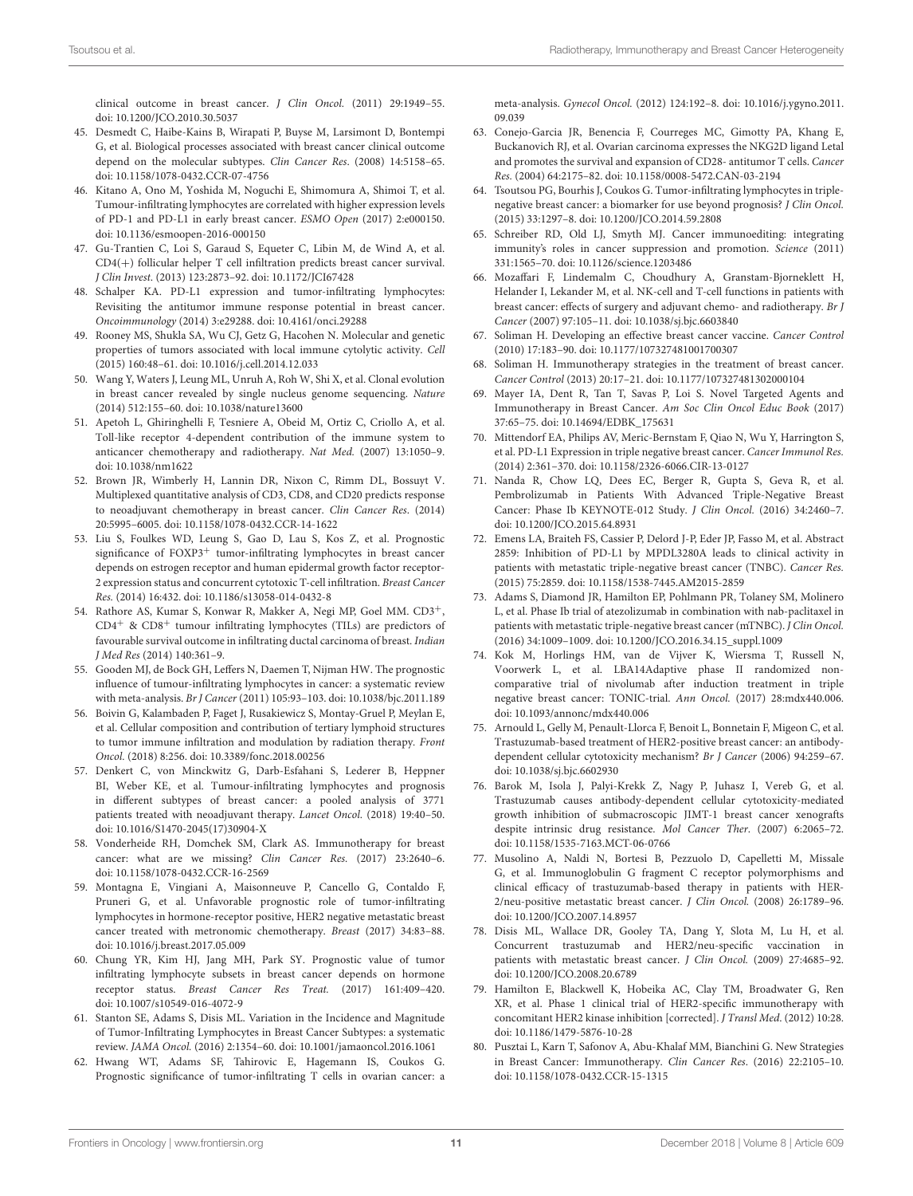clinical outcome in breast cancer. *J Clin Oncol.* (2011) 29:1949–55. doi: 10.1200/JCO.2010.30.5037

45. Desmedt C, Haibe-Kains B, Wirapati P, Buyse M, Larsimont D, Bontempi G, et al. Biological processes associated with breast cancer clinical outcome depend on the molecular subtypes. *Clin Cancer Res*. (2008) 14:5158–65. doi: 10.1158/1078-0432.CCR-07-4756
46. Kitano A, Ono M, Yoshida M, Noguchi E, Shimomura A, Shimoi T, et al. Tumour-infiltrating lymphocytes are correlated with higher expression levels of PD-1 and PD-L1 in early breast cancer. *ESMO Open* (2017) 2:e000150. doi: 10.1136/esmoopen-2016-000150
47. Gu-Trantien C, Loi S, Garaud S, Equeter C, Libin M, de Wind A, et al. CD4(+) follicular helper T cell infiltration predicts breast cancer survival. *J Clin Invest*. (2013) 123:2873–92. doi: 10.1172/JCI67428
48. Schalper KA. PD-L1 expression and tumor-infiltrating lymphocytes: Revisiting the antitumor immune response potential in breast cancer. *Oncoimmunology* (2014) 3:e29288. doi: 10.4161/onci.29288
49. Rooney MS, Shukla SA, Wu CJ, Getz G, Hacohen N. Molecular and genetic properties of tumors associated with local immune cytolytic activity. *Cell* (2015) 160:48–61. doi: 10.1016/j.cell.2014.12.033
50. Wang Y, Waters J, Leung ML, Unruh A, Roh W, Shi X, et al. Clonal evolution in breast cancer revealed by single nucleus genome sequencing. *Nature* (2014) 512:155–60. doi: 10.1038/nature13600
51. Apetoh L, Ghiringhelli F, Tesniere A, Obeid M, Ortiz C, Criollo A, et al. Toll-like receptor 4-dependent contribution of the immune system to anticancer chemotherapy and radiotherapy. *Nat Med.* (2007) 13:1050–9. doi: 10.1038/nm1622
52. Brown JR, Wimberly H, Lannin DR, Nixon C, Rimm DL, Bossuyt V. Multiplexed quantitative analysis of CD3, CD8, and CD20 predicts response to neoadjuvant chemotherapy in breast cancer. *Clin Cancer Res*. (2014) 20:5995–6005. doi: 10.1158/1078-0432.CCR-14-1622
53. Liu S, Foulkes WD, Leung S, Gao D, Lau S, Kos Z, et al. Prognostic significance of FOXP3$^{+}$ tumor-infiltrating lymphocytes in breast cancer depends on estrogen receptor and human epidermal growth factor receptor-2 expression status and concurrent cytotoxic T-cell infiltration. *Breast Cancer Res.* (2014) 16:432. doi: 10.1186/s13058-014-0432-8
54. Rathore AS, Kumar S, Konwar R, Makker A, Negi MP, Goel MM. CD3$^{+}$, CD4$^{+}$ & CD8$^{+}$ tumour infiltrating lymphocytes (TILs) are predictors of favourable survival outcome in infiltrating ductal carcinoma of breast. *Indian J Med Res* (2014) 140:361–9.
55. Gooden MJ, de Bock GH, Leffers N, Daemen T, Nijman HW. The prognostic influence of tumour-infiltrating lymphocytes in cancer: a systematic review with meta-analysis. *Br J Cancer* (2011) 105:93–103. doi: 10.1038/bjc.2011.189
56. Boivin G, Kalambaden P, Faget J, Rusakiewicz S, Montay-Gruel P, Meylan E, et al. Cellular composition and contribution of tertiary lymphoid structures to tumor immune infiltration and modulation by radiation therapy. *Front Oncol.* (2018) 8:256. doi: 10.3389/fonc.2018.00256
57. Denkert C, von Minckwitz G, Darb-Esfahani S, Lederer B, Heppner BI, Weber KE, et al. Tumour-infiltrating lymphocytes and prognosis in different subtypes of breast cancer: a pooled analysis of 3771 patients treated with neoadjuvant therapy. *Lancet Oncol.* (2018) 19:40–50. doi: 10.1016/S1470-2045(17)30904-X
58. Vonderheide RH, Domchek SM, Clark AS. Immunotherapy for breast cancer: what are we missing? *Clin Cancer Res.* (2017) 23:2640–6. doi: 10.1158/1078-0432.CCR-16-2569
59. Montagna E, Vingiani A, Maisonneuve P, Cancello G, Contaldo F, Pruneri G, et al. Unfavorable prognostic role of tumor-infiltrating lymphocytes in hormone-receptor positive, HER2 negative metastatic breast cancer treated with metronomic chemotherapy. *Breast* (2017) 34:83–88. doi: 10.1016/j.breast.2017.05.009
60. Chung YR, Kim HJ, Jang MH, Park SY. Prognostic value of tumor infiltrating lymphocyte subsets in breast cancer depends on hormone receptor status. *Breast Cancer Res Treat.* (2017) 161:409–420. doi: 10.1007/s10549-016-4072-9
61. Stanton SE, Adams S, Disis ML. Variation in the Incidence and Magnitude of Tumor-Infiltrating Lymphocytes in Breast Cancer Subtypes: a systematic review. *JAMA Oncol.* (2016) 2:1354–60. doi: 10.1001/jamaoncol.2016.1061
62. Hwang WT, Adams SF, Tahirovic E, Hagemann IS, Coukos G. Prognostic significance of tumor-infiltrating T cells in ovarian cancer: a meta-analysis. *Gynecol Oncol.* (2012) 124:192–8. doi: 10.1016/j.ygyno.2011.09.039
63. Conejo-Garcia JR, Benencia F, Courreges MC, Gimotty PA, Khang E, Buckanovich RJ, et al. Ovarian carcinoma expresses the NKG2D ligand Letal and promotes the survival and expansion of CD28- antitumor T cells. *Cancer Res.* (2004) 64:2175–82. doi: 10.1158/0008-5472.CAN-03-2194
64. Tsoutsou PG, Bourhis J, Coukos G. Tumor-infiltrating lymphocytes in triple-negative breast cancer: a biomarker for use beyond prognosis? *J Clin Oncol.* (2015) 33:1297–8. doi: 10.1200/JCO.2014.59.2808
65. Schreiber RD, Old LJ, Smyth MJ. Cancer immunoediting: integrating immunity's roles in cancer suppression and promotion. *Science* (2011) 331:1565–70. doi: 10.1126/science.1203486
66. Mozaffari F, Lindemalm C, Choudhury A, Granstam-Bjorneklett H, Helander I, Lekander M, et al. NK-cell and T-cell functions in patients with breast cancer: effects of surgery and adjuvant chemo- and radiotherapy. *Br J Cancer* (2007) 97:105–11. doi: 10.1038/sj.bjc.6603840
67. Soliman H. Developing an effective breast cancer vaccine. *Cancer Control* (2010) 17:183–90. doi: 10.1177/107327481001700307
68. Soliman H. Immunotherapy strategies in the treatment of breast cancer. *Cancer Control* (2013) 20:17–21. doi: 10.1177/107327481302000104
69. Mayer IA, Dent R, Tan T, Savas P, Loi S. Novel Targeted Agents and Immunotherapy in Breast Cancer. *Am Soc Clin Oncol Educ Book* (2017) 37:65–75. doi: 10.14694/EDBK_175631
70. Mittendorf EA, Philips AV, Meric-Bernstam F, Qiao N, Wu Y, Harrington S, et al. PD-L1 Expression in triple negative breast cancer. *Cancer Immunol Res.* (2014) 2:361–370. doi: 10.1158/2326-6066.CIR-13-0127
71. Nanda R, Chow LQ, Dees EC, Berger R, Gupta S, Geva R, et al. Pembrolizumab in Patients With Advanced Triple-Negative Breast Cancer: Phase Ib KEYNOTE-012 Study. *J Clin Oncol.* (2016) 34:2460–7. doi: 10.1200/JCO.2015.64.8931
72. Emens LA, Braiteh FS, Cassier P, Delord J-P, Eder JP, Fasso M, et al. Abstract 2859: Inhibition of PD-L1 by MPDL3280A leads to clinical activity in patients with metastatic triple-negative breast cancer (TNBC). *Cancer Res.* (2015) 75:2859. doi: 10.1158/1538-7445.AM2015-2859
73. Adams S, Diamond JR, Hamilton EP, Pohlmann PR, Tolaney SM, Molinero L, et al. Phase Ib trial of atezolizumab in combination with nab-paclitaxel in patients with metastatic triple-negative breast cancer (mTNBC). *J Clin Oncol.* (2016) 34:1009–1009. doi: 10.1200/JCO.2016.34.15_suppl.1009
74. Kok M, Horlings HM, van de Vijver K, Wiersma T, Russell N, Voorwerk L, et al. LBA14Adaptive phase II randomized non-comparative trial of nivolumab after induction treatment in triple negative breast cancer: TONIC-trial. *Ann Oncol.* (2017) 28:mdx440.006. doi: 10.1093/annonc/mdx440.006
75. Arnould L, Gelly M, Penault-Llorca F, Benoit L, Bonnetain F, Migeon C, et al. Trastuzumab-based treatment of HER2-positive breast cancer: an antibody-dependent cellular cytotoxicity mechanism? *Br J Cancer* (2006) 94:259–67. doi: 10.1038/sj.bjc.6602930
76. Barok M, Isola J, Palyi-Krekk Z, Nagy P, Juhasz I, Vereb G, et al. Trastuzumab causes antibody-dependent cellular cytotoxicity-mediated growth inhibition of submacroscopic JIMT-1 breast cancer xenografts despite intrinsic drug resistance. *Mol Cancer Ther*. (2007) 6:2065–72. doi: 10.1158/1535-7163.MCT-06-0766
77. Musolino A, Naldi N, Bortesi B, Pezzuolo D, Capelletti M, Missale G, et al. Immunoglobulin G fragment C receptor polymorphisms and clinical efficacy of trastuzumab-based therapy in patients with HER-2/neu-positive metastatic breast cancer. *J Clin Oncol.* (2008) 26:1789–96. doi: 10.1200/JCO.2007.14.8957
78. Disis ML, Wallace DR, Gooley TA, Dang Y, Slota M, Lu H, et al. Concurrent trastuzumab and HER2/neu-specific vaccination in patients with metastatic breast cancer. *J Clin Oncol.* (2009) 27:4685–92. doi: 10.1200/JCO.2008.20.6789
79. Hamilton E, Blackwell K, Hobeika AC, Clay TM, Broadwater G, Ren XR, et al. Phase 1 clinical trial of HER2-specific immunotherapy with concomitant HER2 kinase inhibition [corrected]. *J Transl Med*. (2012) 10:28. doi: 10.1186/1479-5876-10-28
80. Pusztai L, Karn T, Safonov A, Abu-Khalaf MM, Bianchini G. New Strategies in Breast Cancer: Immunotherapy. *Clin Cancer Res*. (2016) 22:2105–10. doi: 10.1158/1078-0432.CCR-15-1315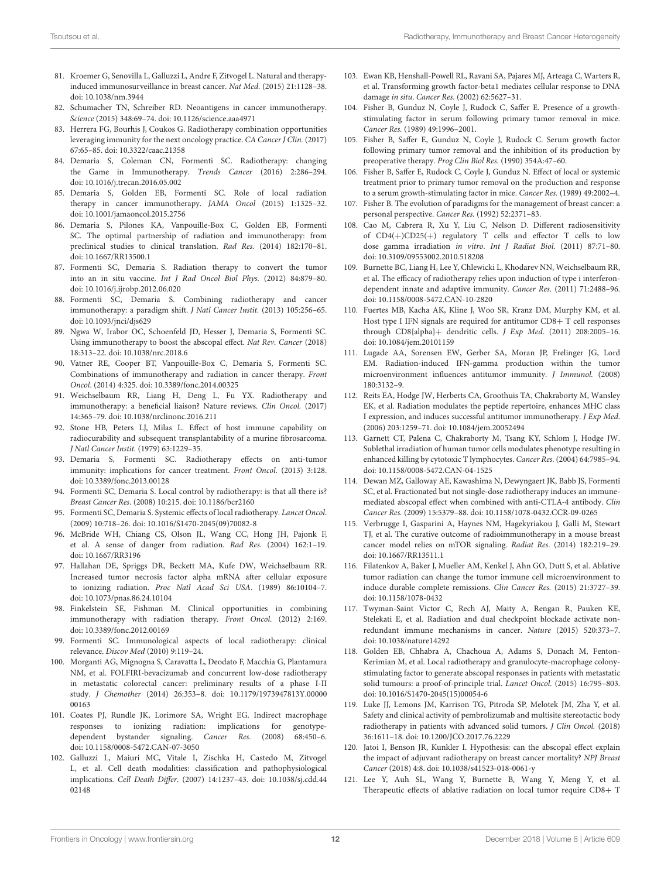81. Kroemer G, Senovilla L, Galluzzi L, Andre F, Zitvogel L. Natural and therapy-induced immunosurveillance in breast cancer. *Nat Med.* (2015) 21:1128–38. doi: 10.1038/nm.3944

82. Schumacher TN, Schreiber RD. Neoantigens in cancer immunotherapy. *Science* (2015) 348:69–74. doi: 10.1126/science.aaa4971

83. Herrera FG, Bourhis J, Coukos G. Radiotherapy combination opportunities leveraging immunity for the next oncology practice. *CA Cancer J Clin.* (2017) 67:65–85. doi: 10.3322/caac.21358

84. Demaria S, Coleman CN, Formenti SC. Radiotherapy: changing the Game in Immunotherapy. *Trends Cancer* (2016) 2:286–294. doi: 10.1016/j.trecan.2016.05.002

85. Demaria S, Golden EB, Formenti SC. Role of local radiation therapy in cancer immunotherapy. *JAMA Oncol* (2015) 1:1325–32. doi: 10.1001/jamaoncol.2015.2756

86. Demaria S, Pilones KA, Vanpouille-Box C, Golden EB, Formenti SC. The optimal partnership of radiation and immunotherapy: from preclinical studies to clinical translation. *Rad Res.* (2014) 182:170–81. doi: 10.1667/RR13500.1

87. Formenti SC, Demaria S. Radiation therapy to convert the tumor into an in situ vaccine. *Int J Rad Oncol Biol Phys.* (2012) 84:879–80. doi: 10.1016/j.ijrobp.2012.06.020

88. Formenti SC, Demaria S. Combining radiotherapy and cancer immunotherapy: a paradigm shift. *J Natl Cancer Instit.* (2013) 105:256–65. doi: 10.1093/jnci/djs629

89. Ngwa W, Irabor OC, Schoenfeld JD, Hesser J, Demaria S, Formenti SC. Using immunotherapy to boost the abscopal effect. *Nat Rev. Cancer* (2018) 18:313–22. doi: 10.1038/nrc.2018.6

90. Vatner RE, Cooper BT, Vanpouille-Box C, Demaria S, Formenti SC. Combinations of immunotherapy and radiation in cancer therapy. *Front Oncol.* (2014) 4:325. doi: 10.3389/fonc.2014.00325

91. Weichselbaum RR, Liang H, Deng L, Fu YX. Radiotherapy and immunotherapy: a beneficial liaison? Nature reviews. *Clin Oncol.* (2017) 14:365–79. doi: 10.1038/nrclinonc.2016.211

92. Stone HB, Peters LJ, Milas L. Effect of host immune capability on radiocurability and subsequent transplantability of a murine fibrosarcoma. *J Natl Cancer Instit.* (1979) 63:1229–35.

93. Demaria S, Formenti SC. Radiotherapy effects on anti-tumor immunity: implications for cancer treatment. *Front Oncol.* (2013) 3:128. doi: 10.3389/fonc.2013.00128

94. Formenti SC, Demaria S. Local control by radiotherapy: is that all there is? *Breast Cancer Res.* (2008) 10:215. doi: 10.1186/bcr2160

95. Formenti SC, Demaria S. Systemic effects of local radiotherapy. *Lancet Oncol.* (2009) 10:718–26. doi: 10.1016/S1470-2045(09)70082-8

96. McBride WH, Chiang CS, Olson JL, Wang CC, Hong JH, Pajonk F, et al. A sense of danger from radiation. *Rad Res.* (2004) 162:1–19. doi: 10.1667/RR3196

97. Hallahan DE, Spriggs DR, Beckett MA, Kufe DW, Weichselbaum RR. Increased tumor necrosis factor alpha mRNA after cellular exposure to ionizing radiation. *Proc Natl Acad Sci USA.* (1989) 86:10104–7. doi: 10.1073/pnas.86.24.10104

98. Finkelstein SE, Fishman M. Clinical opportunities in combining immunotherapy with radiation therapy. *Front Oncol.* (2012) 2:169. doi: 10.3389/fonc.2012.00169

99. Formenti SC. Immunological aspects of local radiotherapy: clinical relevance. *Discov Med* (2010) 9:119–24.

100. Morganti AG, Mignogna S, Caravatta L, Deodato F, Macchia G, Plantamura NM, et al. FOLFIRI-bevacizumab and concurrent low-dose radiotherapy in metastatic colorectal cancer: preliminary results of a phase I-II study. *J Chemother* (2014) 26:353–8. doi: 10.1179/1973947813Y.0000000163

101. Coates PJ, Rundle JK, Lorimore SA, Wright EG. Indirect macrophage responses to ionizing radiation: implications for genotype-dependent bystander signaling. *Cancer Res.* (2008) 68:450–6. doi: 10.1158/0008-5472.CAN-07-3050

102. Galluzzi L, Maiuri MC, Vitale I, Zischka H, Castedo M, Zitvogel L, et al. Cell death modalities: classification and pathophysiological implications. *Cell Death Differ.* (2007) 14:1237–43. doi: 10.1038/sj.cdd.4402148

103. Ewan KB, Henshall-Powell RL, Ravani SA, Pajares MJ, Arteaga C, Warters R, et al. Transforming growth factor-beta1 mediates cellular response to DNA damage *in situ*. *Cancer Res.* (2002) 62:5627–31.

104. Fisher B, Gunduz N, Coyle J, Rudock C, Saffer E. Presence of a growth-stimulating factor in serum following primary tumor removal in mice. *Cancer Res.* (1989) 49:1996–2001.

105. Fisher B, Saffer E, Gunduz N, Coyle J, Rudock C. Serum growth factor following primary tumor removal and the inhibition of its production by preoperative therapy. *Prog Clin Biol Res.* (1990) 354A:47–60.

106. Fisher B, Saffer E, Rudock C, Coyle J, Gunduz N. Effect of local or systemic treatment prior to primary tumor removal on the production and response to a serum growth-stimulating factor in mice. *Cancer Res.* (1989) 49:2002–4.

107. Fisher B. The evolution of paradigms for the management of breast cancer: a personal perspective. *Cancer Res.* (1992) 52:2371–83.

108. Cao M, Cabrera R, Xu Y, Liu C, Nelson D. Different radiosensitivity of CD4(+)CD25(+) regulatory T cells and effector T cells to low dose gamma irradiation *in vitro*. *Int J Radiat Biol.* (2011) 87:71–80. doi: 10.3109/09553002.2010.518208

109. Burnette BC, Liang H, Lee Y, Chlewicki L, Khodarev NN, Weichselbaum RR, et al. The efficacy of radiotherapy relies upon induction of type i interferon-dependent innate and adaptive immunity. *Cancer Res.* (2011) 71:2488–96. doi: 10.1158/0008-5472.CAN-10-2820

110. Fuertes MB, Kacha AK, Kline J, Woo SR, Kranz DM, Murphy KM, et al. Host type I IFN signals are required for antitumor CD8+ T cell responses through CD8{alpha}+ dendritic cells. *J Exp Med.* (2011) 208:2005–16. doi: 10.1084/jem.20101159

111. Lugade AA, Sorensen EW, Gerber SA, Moran JP, Frelinger JG, Lord EM. Radiation-induced IFN-gamma production within the tumor microenvironment influences antitumor immunity. *J Immunol.* (2008) 180:3132–9.

112. Reits EA, Hodge JW, Herberts CA, Groothuis TA, Chakraborty M, Wansley EK, et al. Radiation modulates the peptide repertoire, enhances MHC class I expression, and induces successful antitumor immunotherapy. *J Exp Med.* (2006) 203:1259–71. doi: 10.1084/jem.20052494

113. Garnett CT, Palena C, Chakraborty M, Tsang KY, Schlom J, Hodge JW. Sublethal irradiation of human tumor cells modulates phenotype resulting in enhanced killing by cytotoxic T lymphocytes. *Cancer Res.* (2004) 64:7985–94. doi: 10.1158/0008-5472.CAN-04-1525

114. Dewan MZ, Galloway AE, Kawashima N, Dewyngaert JK, Babb JS, Formenti SC, et al. Fractionated but not single-dose radiotherapy induces an immune-mediated abscopal effect when combined with anti-CTLA-4 antibody. *Clin Cancer Res.* (2009) 15:5379–88. doi: 10.1158/1078-0432.CCR-09-0265

115. Verbrugge I, Gasparini A, Haynes NM, Hagekyriakou J, Galli M, Stewart TJ, et al. The curative outcome of radioimmunotherapy in a mouse breast cancer model relies on mTOR signaling. *Radiat Res.* (2014) 182:219–29. doi: 10.1667/RR13511.1

116. Filatenkov A, Baker J, Mueller AM, Kenkel J, Ahn GO, Dutt S, et al. Ablative tumor radiation can change the tumor immune cell microenvironment to induce durable complete remissions. *Clin Cancer Res.* (2015) 21:3727–39. doi: 10.1158/1078-0432

117. Twyman-Saint Victor C, Rech AJ, Maity A, Rengan R, Pauken KE, Stelekati E, et al. Radiation and dual checkpoint blockade activate non-redundant immune mechanisms in cancer. *Nature* (2015) 520:373–7. doi: 10.1038/nature14292

118. Golden EB, Chhabra A, Chachoua A, Adams S, Donach M, Fenton-Kerimian M, et al. Local radiotherapy and granulocyte-macrophage colony-stimulating factor to generate abscopal responses in patients with metastatic solid tumours: a proof-of-principle trial. *Lancet Oncol.* (2015) 16:795–803. doi: 10.1016/S1470-2045(15)00054-6

119. Luke JJ, Lemons JM, Karrison TG, Pitroda SP, Melotek JM, Zha Y, et al. Safety and clinical activity of pembrolizumab and multisite stereotactic body radiotherapy in patients with advanced solid tumors. *J Clin Oncol.* (2018) 36:1611–18. doi: 10.1200/JCO.2017.76.2229

120. Jatoi I, Benson JR, Kunkler I. Hypothesis: can the abscopal effect explain the impact of adjuvant radiotherapy on breast cancer mortality? *NPJ Breast Cancer* (2018) 4:8. doi: 10.1038/s41523-018-0061-y

121. Lee Y, Auh SL, Wang Y, Burnette B, Wang Y, Meng Y, et al. Therapeutic effects of ablative radiation on local tumor require CD8+ T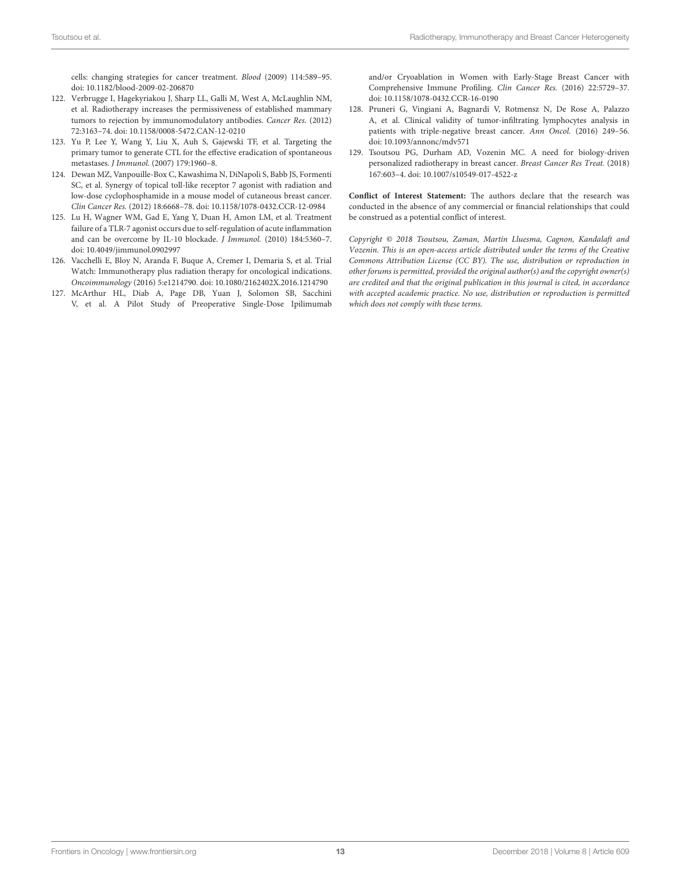cells: changing strategies for cancer treatment. *Blood* (2009) 114:589–95. doi: 10.1182/blood-2009-02-206870

122. Verbrugge I, Hagekyriakou J, Sharp LL, Galli M, West A, McLaughlin NM, et al. Radiotherapy increases the permissiveness of established mammary tumors to rejection by immunomodulatory antibodies. *Cancer Res.* (2012) 72:3163–74. doi: 10.1158/0008-5472.CAN-12-0210
123. Yu P, Lee Y, Wang Y, Liu X, Auh S, Gajewski TF, et al. Targeting the primary tumor to generate CTL for the effective eradication of spontaneous metastases. *J Immunol.* (2007) 179:1960–8.
124. Dewan MZ, Vanpouille-Box C, Kawashima N, DiNapoli S, Babb JS, Formenti SC, et al. Synergy of topical toll-like receptor 7 agonist with radiation and low-dose cyclophosphamide in a mouse model of cutaneous breast cancer. *Clin Cancer Res.* (2012) 18:6668–78. doi: 10.1158/1078-0432.CCR-12-0984
125. Lu H, Wagner WM, Gad E, Yang Y, Duan H, Amon LM, et al. Treatment failure of a TLR-7 agonist occurs due to self-regulation of acute inflammation and can be overcome by IL-10 blockade. *J Immunol.* (2010) 184:5360–7. doi: 10.4049/jimmunol.0902997
126. Vacchelli E, Bloy N, Aranda F, Buque A, Cremer I, Demaria S, et al. Trial Watch: Immunotherapy plus radiation therapy for oncological indications. *Oncoimmunology* (2016) 5:e1214790. doi: 10.1080/2162402X.2016.1214790
127. McArthur HL, Diab A, Page DB, Yuan J, Solomon SB, Sacchini V, et al. A Pilot Study of Preoperative Single-Dose Ipilimumab and/or Cryoablation in Women with Early-Stage Breast Cancer with Comprehensive Immune Profiling. *Clin Cancer Res.* (2016) 22:5729–37. doi: 10.1158/1078-0432.CCR-16-0190
128. Pruneri G, Vingiani A, Bagnardi V, Rotmensz N, De Rose A, Palazzo A, et al. Clinical validity of tumor-infiltrating lymphocytes analysis in patients with triple-negative breast cancer. *Ann Oncol.* (2016) 249–56. doi: 10.1093/annonc/mdv571
129. Tsoutsou PG, Durham AD, Vozenin MC. A need for biology-driven personalized radiotherapy in breast cancer. *Breast Cancer Res Treat.* (2018) 167:603–4. doi: 10.1007/s10549-017-4522-z

**Conflict of Interest Statement:** The authors declare that the research was conducted in the absence of any commercial or financial relationships that could be construed as a potential conflict of interest.

*Copyright © 2018 Tsoutsou, Zaman, Martin Lluesma, Cagnon, Kandalaft and Vozenin. This is an open-access article distributed under the terms of the Creative Commons Attribution License (CC BY). The use, distribution or reproduction in other forums is permitted, provided the original author(s) and the copyright owner(s) are credited and that the original publication in this journal is cited, in accordance with accepted academic practice. No use, distribution or reproduction is permitted which does not comply with these terms.*